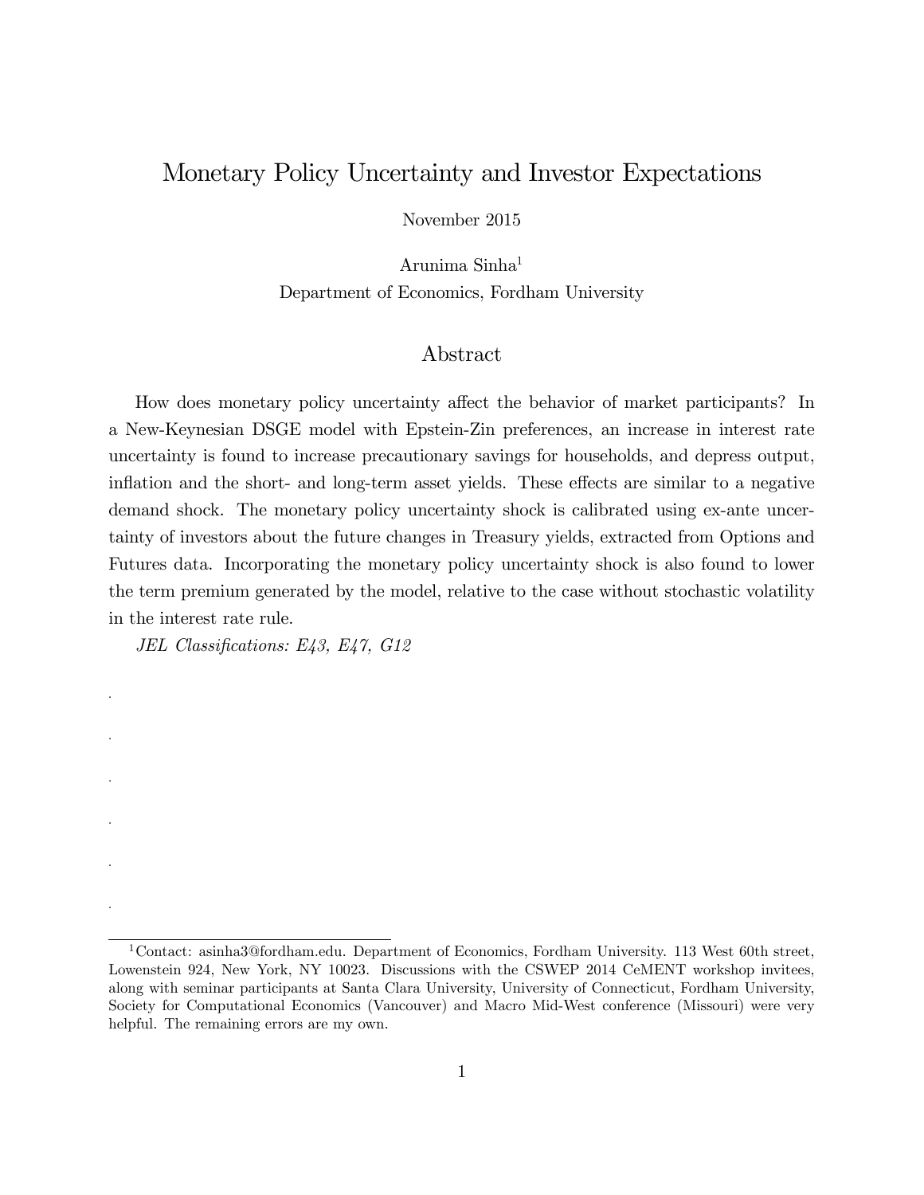# Monetary Policy Uncertainty and Investor Expectations

November 2015

Arunima Sinha[1]

Department of Economics, Fordham University

## Abstract

How does monetary policy uncertainty affect the behavior of market participants? In a New-Keynesian DSGE model with Epstein-Zin preferences, an increase in interest rate uncertainty is found to increase precautionary savings for households, and depress output, inflation and the short- and long-term asset yields. These effects are similar to a negative demand shock. The monetary policy uncertainty shock is calibrated using ex-ante uncertainty of investors about the future changes in Treasury yields, extracted from Options and Futures data. Incorporating the monetary policy uncertainty shock is also found to lower the term premium generated by the model, relative to the case without stochastic volatility in the interest rate rule.

*JEL Classifications: E43, E47, G12*

.

.

.

.

.

.

---

[1] Contact: asinha3@fordham.edu. Department of Economics, Fordham University. 113 West 60th street, Lowenstein 924, New York, NY 10023. Discussions with the CSWEP 2014 CeMENT workshop invitees, along with seminar participants at Santa Clara University, University of Connecticut, Fordham University, Society for Computational Economics (Vancouver) and Macro Mid-West conference (Missouri) were very helpful. The remaining errors are my own.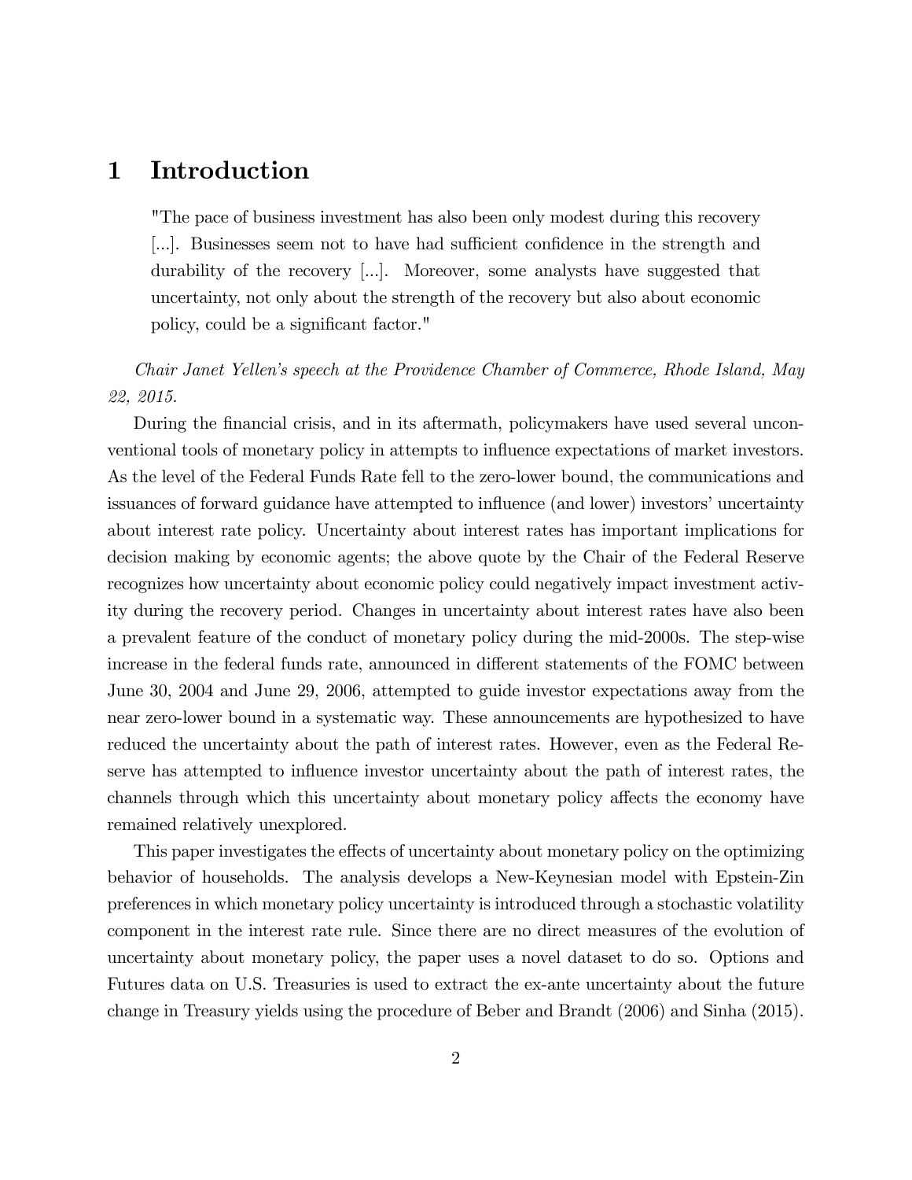# 1 Introduction

> "The pace of business investment has also been only modest during this recovery [...]. Businesses seem not to have had sufficient confidence in the strength and durability of the recovery [...]. Moreover, some analysts have suggested that uncertainty, not only about the strength of the recovery but also about economic policy, could be a significant factor."

*Chair Janet Yellen's speech at the Providence Chamber of Commerce, Rhode Island, May 22, 2015.*

During the financial crisis, and in its aftermath, policymakers have used several unconventional tools of monetary policy in attempts to influence expectations of market investors. As the level of the Federal Funds Rate fell to the zero-lower bound, the communications and issuances of forward guidance have attempted to influence (and lower) investors' uncertainty about interest rate policy. Uncertainty about interest rates has important implications for decision making by economic agents; the above quote by the Chair of the Federal Reserve recognizes how uncertainty about economic policy could negatively impact investment activity during the recovery period. Changes in uncertainty about interest rates have also been a prevalent feature of the conduct of monetary policy during the mid-2000s. The step-wise increase in the federal funds rate, announced in different statements of the FOMC between June 30, 2004 and June 29, 2006, attempted to guide investor expectations away from the near zero-lower bound in a systematic way. These announcements are hypothesized to have reduced the uncertainty about the path of interest rates. However, even as the Federal Reserve has attempted to influence investor uncertainty about the path of interest rates, the channels through which this uncertainty about monetary policy affects the economy have remained relatively unexplored.

This paper investigates the effects of uncertainty about monetary policy on the optimizing behavior of households. The analysis develops a New-Keynesian model with Epstein-Zin preferences in which monetary policy uncertainty is introduced through a stochastic volatility component in the interest rate rule. Since there are no direct measures of the evolution of uncertainty about monetary policy, the paper uses a novel dataset to do so. Options and Futures data on U.S. Treasuries is used to extract the ex-ante uncertainty about the future change in Treasury yields using the procedure of Beber and Brandt (2006) and Sinha (2015).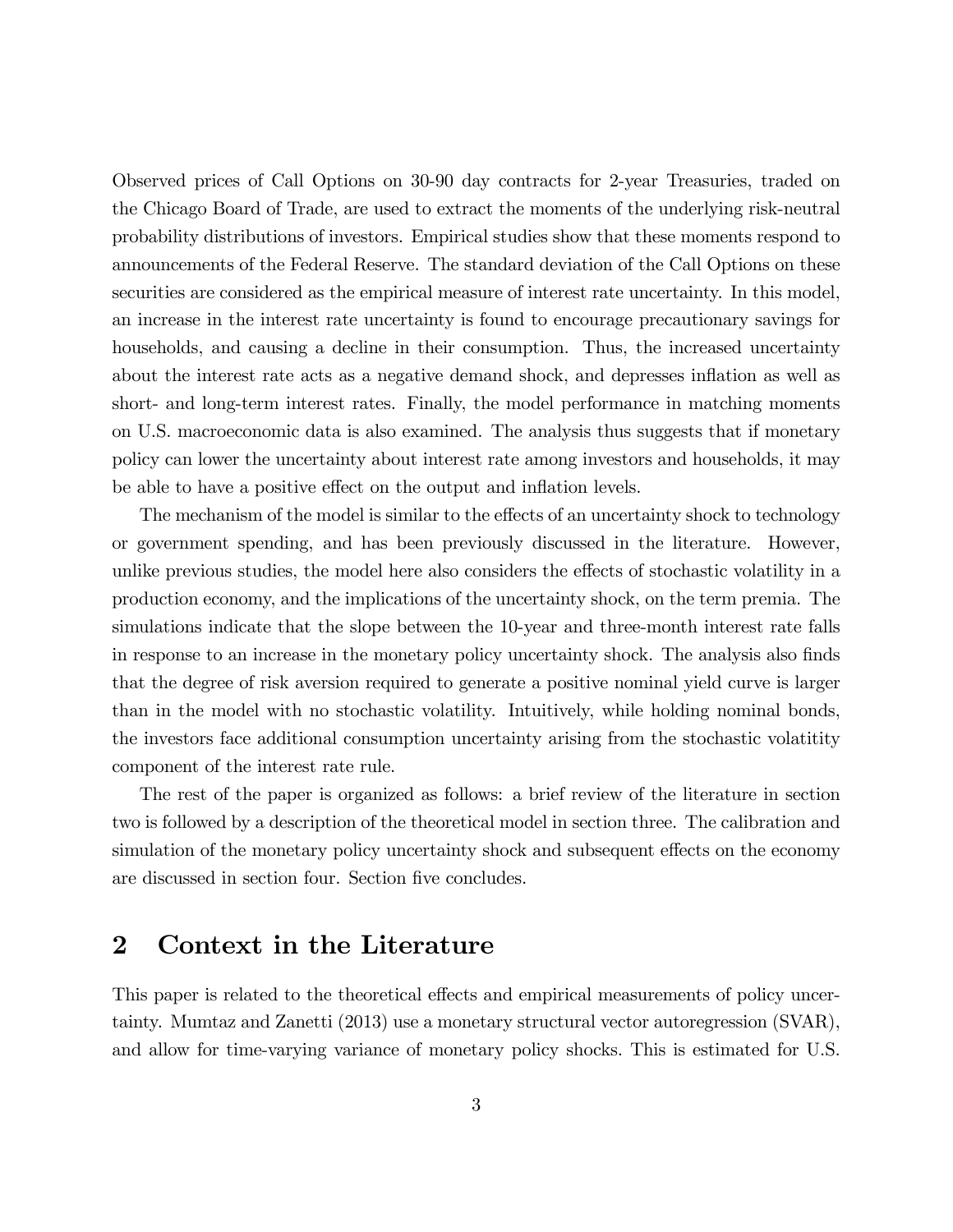Observed prices of Call Options on 30-90 day contracts for 2-year Treasuries, traded on the Chicago Board of Trade, are used to extract the moments of the underlying risk-neutral probability distributions of investors. Empirical studies show that these moments respond to announcements of the Federal Reserve. The standard deviation of the Call Options on these securities are considered as the empirical measure of interest rate uncertainty. In this model, an increase in the interest rate uncertainty is found to encourage precautionary savings for households, and causing a decline in their consumption. Thus, the increased uncertainty about the interest rate acts as a negative demand shock, and depresses inflation as well as short- and long-term interest rates. Finally, the model performance in matching moments on U.S. macroeconomic data is also examined. The analysis thus suggests that if monetary policy can lower the uncertainty about interest rate among investors and households, it may be able to have a positive effect on the output and inflation levels.

The mechanism of the model is similar to the effects of an uncertainty shock to technology or government spending, and has been previously discussed in the literature. However, unlike previous studies, the model here also considers the effects of stochastic volatility in a production economy, and the implications of the uncertainty shock, on the term premia. The simulations indicate that the slope between the 10-year and three-month interest rate falls in response to an increase in the monetary policy uncertainty shock. The analysis also finds that the degree of risk aversion required to generate a positive nominal yield curve is larger than in the model with no stochastic volatility. Intuitively, while holding nominal bonds, the investors face additional consumption uncertainty arising from the stochastic volatitity component of the interest rate rule.

The rest of the paper is organized as follows: a brief review of the literature in section two is followed by a description of the theoretical model in section three. The calibration and simulation of the monetary policy uncertainty shock and subsequent effects on the economy are discussed in section four. Section five concludes.

## 2 Context in the Literature

This paper is related to the theoretical effects and empirical measurements of policy uncertainty. Mumtaz and Zanetti (2013) use a monetary structural vector autoregression (SVAR), and allow for time-varying variance of monetary policy shocks. This is estimated for U.S.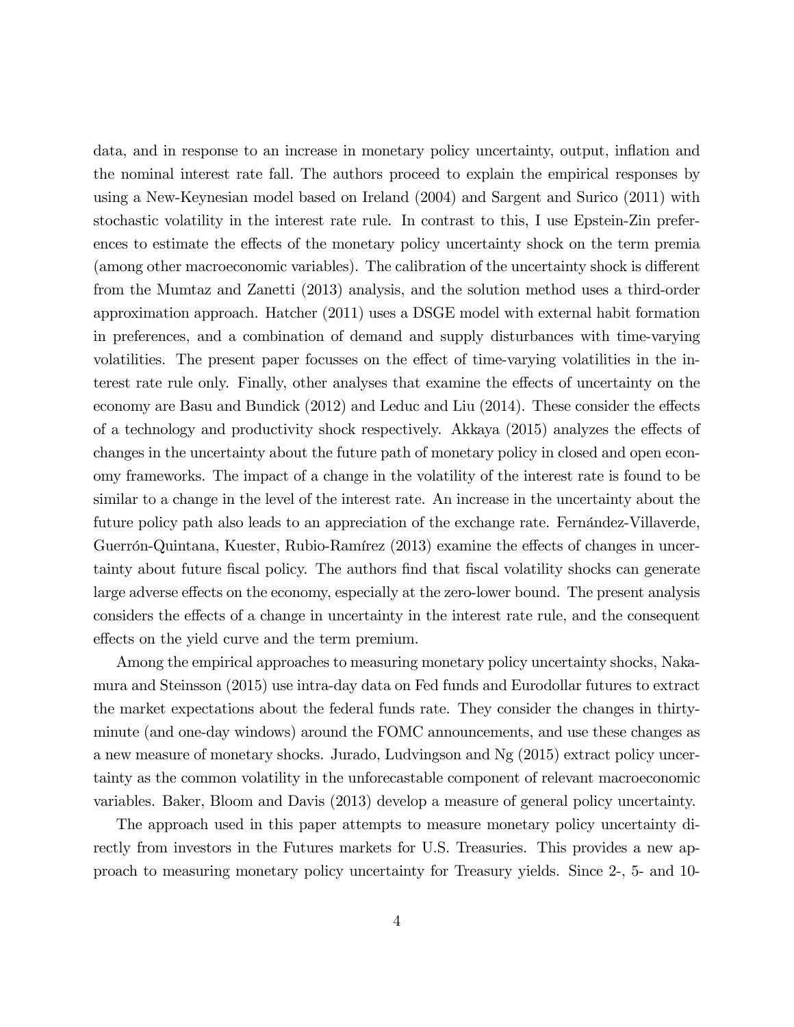data, and in response to an increase in monetary policy uncertainty, output, inflation and the nominal interest rate fall. The authors proceed to explain the empirical responses by using a New-Keynesian model based on Ireland (2004) and Sargent and Surico (2011) with stochastic volatility in the interest rate rule. In contrast to this, I use Epstein-Zin preferences to estimate the effects of the monetary policy uncertainty shock on the term premia (among other macroeconomic variables). The calibration of the uncertainty shock is different from the Mumtaz and Zanetti (2013) analysis, and the solution method uses a third-order approximation approach. Hatcher (2011) uses a DSGE model with external habit formation in preferences, and a combination of demand and supply disturbances with time-varying volatilities. The present paper focusses on the effect of time-varying volatilities in the interest rate rule only. Finally, other analyses that examine the effects of uncertainty on the economy are Basu and Bundick (2012) and Leduc and Liu (2014). These consider the effects of a technology and productivity shock respectively. Akkaya (2015) analyzes the effects of changes in the uncertainty about the future path of monetary policy in closed and open economy frameworks. The impact of a change in the volatility of the interest rate is found to be similar to a change in the level of the interest rate. An increase in the uncertainty about the future policy path also leads to an appreciation of the exchange rate. Fernández-Villaverde, Guerrón-Quintana, Kuester, Rubio-Ramírez (2013) examine the effects of changes in uncertainty about future fiscal policy. The authors find that fiscal volatility shocks can generate large adverse effects on the economy, especially at the zero-lower bound. The present analysis considers the effects of a change in uncertainty in the interest rate rule, and the consequent effects on the yield curve and the term premium.

Among the empirical approaches to measuring monetary policy uncertainty shocks, Nakamura and Steinsson (2015) use intra-day data on Fed funds and Eurodollar futures to extract the market expectations about the federal funds rate. They consider the changes in thirty-minute (and one-day windows) around the FOMC announcements, and use these changes as a new measure of monetary shocks. Jurado, Ludvingson and Ng (2015) extract policy uncertainty as the common volatility in the unforecastable component of relevant macroeconomic variables. Baker, Bloom and Davis (2013) develop a measure of general policy uncertainty.

The approach used in this paper attempts to measure monetary policy uncertainty directly from investors in the Futures markets for U.S. Treasuries. This provides a new approach to measuring monetary policy uncertainty for Treasury yields. Since 2-, 5- and 10-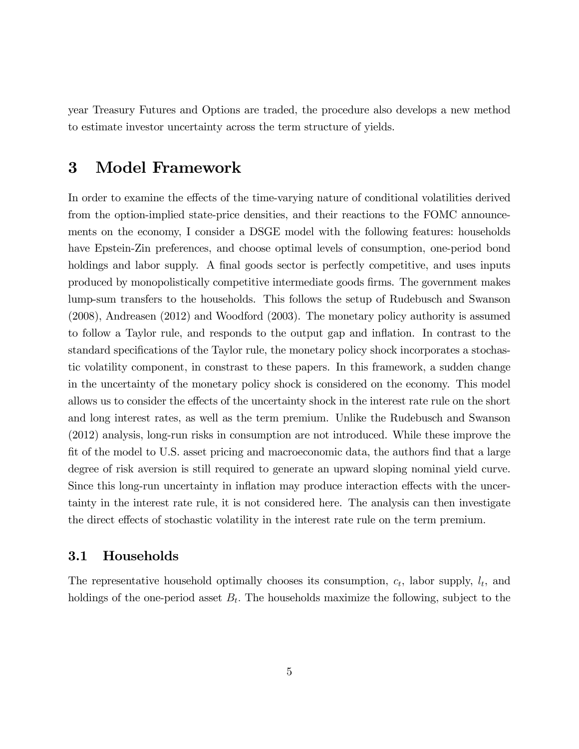year Treasury Futures and Options are traded, the procedure also develops a new method to estimate investor uncertainty across the term structure of yields.

# 3 Model Framework

In order to examine the effects of the time-varying nature of conditional volatilities derived from the option-implied state-price densities, and their reactions to the FOMC announcements on the economy, I consider a DSGE model with the following features: households have Epstein-Zin preferences, and choose optimal levels of consumption, one-period bond holdings and labor supply. A final goods sector is perfectly competitive, and uses inputs produced by monopolistically competitive intermediate goods firms. The government makes lump-sum transfers to the households. This follows the setup of Rudebusch and Swanson (2008), Andreasen (2012) and Woodford (2003). The monetary policy authority is assumed to follow a Taylor rule, and responds to the output gap and inflation. In contrast to the standard specifications of the Taylor rule, the monetary policy shock incorporates a stochastic volatility component, in constrast to these papers. In this framework, a sudden change in the uncertainty of the monetary policy shock is considered on the economy. This model allows us to consider the effects of the uncertainty shock in the interest rate rule on the short and long interest rates, as well as the term premium. Unlike the Rudebusch and Swanson (2012) analysis, long-run risks in consumption are not introduced. While these improve the fit of the model to U.S. asset pricing and macroeconomic data, the authors find that a large degree of risk aversion is still required to generate an upward sloping nominal yield curve. Since this long-run uncertainty in inflation may produce interaction effects with the uncertainty in the interest rate rule, it is not considered here. The analysis can then investigate the direct effects of stochastic volatility in the interest rate rule on the term premium.

## 3.1 Households

The representative household optimally chooses its consumption, $c_t$, labor supply, $l_t$, and holdings of the one-period asset $B_t$. The households maximize the following, subject to the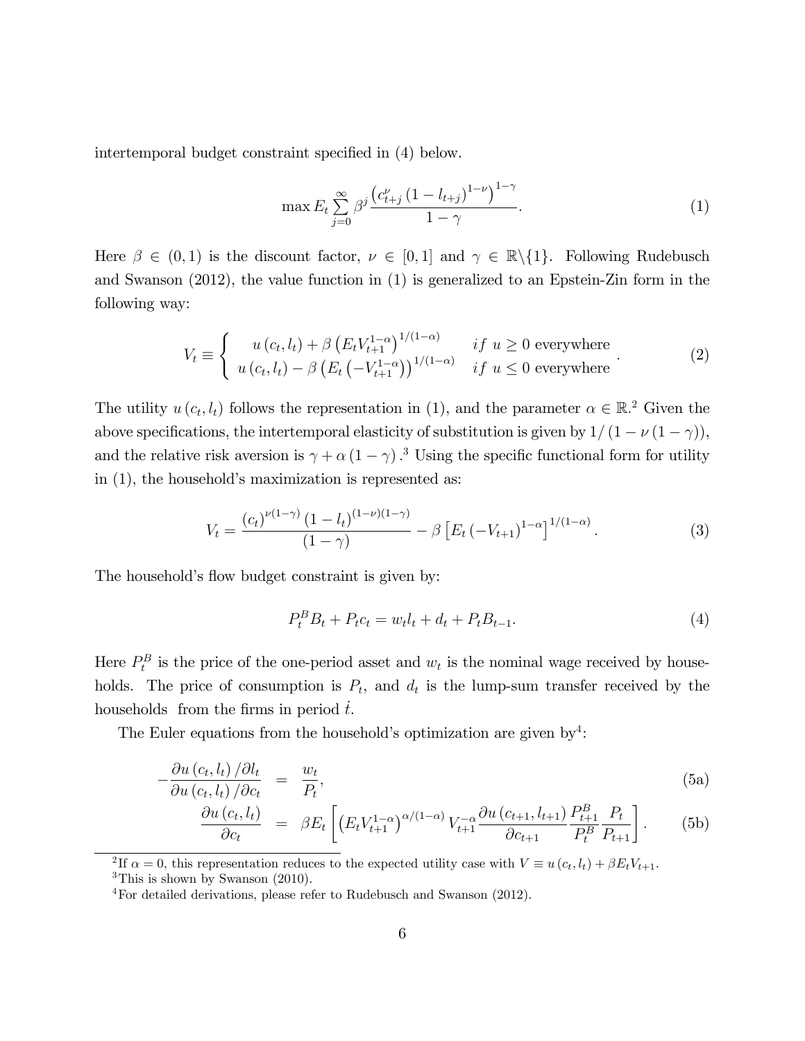intertemporal budget constraint specified in (4) below.

$$\max E_t \sum_{j=0}^{\infty} \beta^j \frac{\left(c_{t+j}^{\nu}\left(1-l_{t+j}\right)^{1-\nu}\right)^{1-\gamma}}{1-\gamma}. \tag{1}$$

Here $\beta \in (0,1)$ is the discount factor, $\nu \in [0,1]$ and $\gamma \in \mathbb{R}\backslash\{1\}$. Following Rudebusch and Swanson (2012), the value function in (1) is generalized to an Epstein-Zin form in the following way:

$$V_t \equiv \begin{cases} u\left(c_t, l_t\right) + \beta\left(E_t V_{t+1}^{1-\alpha}\right)^{1/(1-\alpha)} & if\ u \geq 0 \text{ everywhere} \\ u\left(c_t, l_t\right) - \beta\left(E_t\left(-V_{t+1}^{1-\alpha}\right)\right)^{1/(1-\alpha)} & if\ u \leq 0 \text{ everywhere} \end{cases}. \tag{2}$$

The utility $u\left(c_t, l_t\right)$ follows the representation in (1), and the parameter $\alpha \in \mathbb{R}$.[2] Given the above specifications, the intertemporal elasticity of substitution is given by $1/\left(1-\nu\left(1-\gamma\right)\right)$, and the relative risk aversion is $\gamma + \alpha\left(1-\gamma\right)$.[3] Using the specific functional form for utility in (1), the household's maximization is represented as:

$$V_t = \frac{\left(c_t\right)^{\nu(1-\gamma)}\left(1-l_t\right)^{(1-\nu)(1-\gamma)}}{(1-\gamma)} - \beta\left[E_t\left(-V_{t+1}\right)^{1-\alpha}\right]^{1/(1-\alpha)}. \tag{3}$$

The household's flow budget constraint is given by:

$$P_t^B B_t + P_t c_t = w_t l_t + d_t + P_t B_{t-1}. \tag{4}$$

Here $P_t^B$ is the price of the one-period asset and $w_t$ is the nominal wage received by households. The price of consumption is $P_t$, and $d_t$ is the lump-sum transfer received by the households from the firms in period $t$.

The Euler equations from the household's optimization are given by[4]:

$$-\frac{\partial u\left(c_t, l_t\right)/\partial l_t}{\partial u\left(c_t, l_t\right)/\partial c_t} = \frac{w_t}{P_t}, \tag{5a}$$

$$\frac{\partial u\left(c_t, l_t\right)}{\partial c_t} = \beta E_t\left[\left(E_t V_{t+1}^{1-\alpha}\right)^{\alpha/(1-\alpha)} V_{t+1}^{-\alpha} \frac{\partial u\left(c_{t+1}, l_{t+1}\right)}{\partial c_{t+1}} \frac{P_{t+1}^B}{P_t^B} \frac{P_t}{P_{t+1}}\right]. \tag{5b}$$

---

[2] If $\alpha = 0$, this representation reduces to the expected utility case with $V \equiv u\left(c_t, l_t\right) + \beta E_t V_{t+1}$.

[3] This is shown by Swanson (2010).

[4] For detailed derivations, please refer to Rudebusch and Swanson (2012).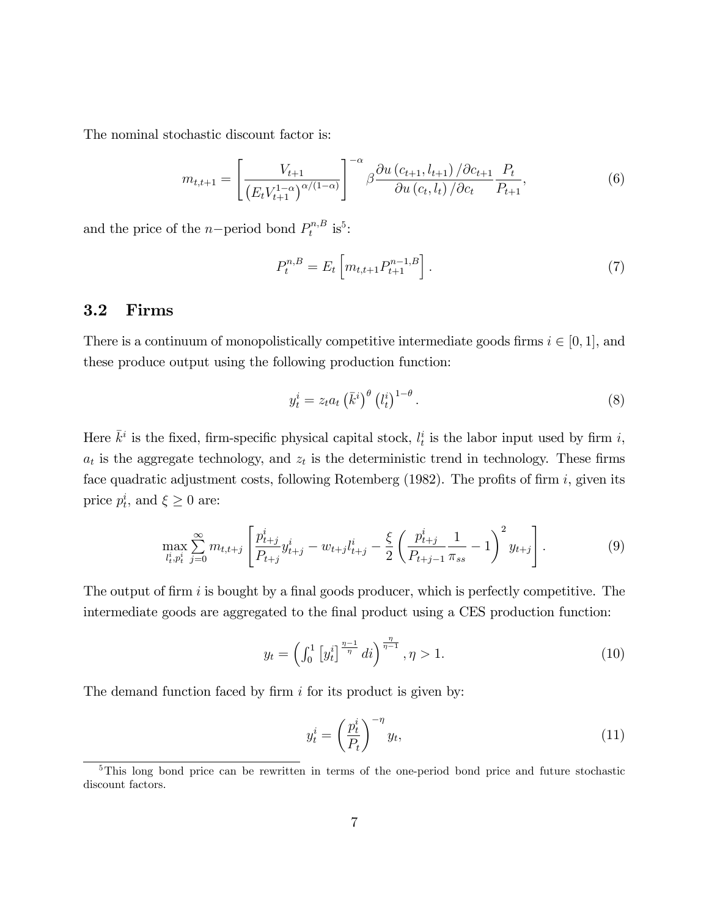The nominal stochastic discount factor is:

$$m_{t,t+1} = \left[ \frac{V_{t+1}}{\left(E_t V_{t+1}^{1-\alpha}\right)^{\alpha/(1-\alpha)}} \right]^{-\alpha} \beta \frac{\partial u\left(c_{t+1}, l_{t+1}\right) / \partial c_{t+1}}{\partial u\left(c_t, l_t\right) / \partial c_t} \frac{P_t}{P_{t+1}}, \tag{6}$$

and the price of the $n-$period bond $P_t^{n,B}$ is[5]:

$$P_t^{n,B} = E_t \left[ m_{t,t+1} P_{t+1}^{n-1,B} \right]. \tag{7}$$

## 3.2 Firms

There is a continuum of monopolistically competitive intermediate goods firms $i \in [0,1]$, and these produce output using the following production function:

$$y_t^i = z_t a_t \left(\bar{k}^i\right)^\theta \left(l_t^i\right)^{1-\theta}. \tag{8}$$

Here $\bar{k}^i$ is the fixed, firm-specific physical capital stock, $l_t^i$ is the labor input used by firm $i$, $a_t$ is the aggregate technology, and $z_t$ is the deterministic trend in technology. These firms face quadratic adjustment costs, following Rotemberg (1982). The profits of firm $i$, given its price $p_t^i$, and $\xi \geq 0$ are:

$$\max_{l_t^i, p_t^i} \sum_{j=0}^{\infty} m_{t,t+j} \left[ \frac{p_{t+j}^i}{P_{t+j}} y_{t+j}^i - w_{t+j} l_{t+j}^i - \frac{\xi}{2} \left( \frac{p_{t+j}^i}{P_{t+j-1}} \frac{1}{\pi_{ss}} - 1 \right)^2 y_{t+j} \right]. \tag{9}$$

The output of firm $i$ is bought by a final goods producer, which is perfectly competitive. The intermediate goods are aggregated to the final product using a CES production function:

$$y_t = \left( \int_0^1 \left[y_t^i\right]^{\frac{\eta-1}{\eta}} di \right)^{\frac{\eta}{\eta-1}}, \eta > 1. \tag{10}$$

The demand function faced by firm $i$ for its product is given by:

$$y_t^i = \left( \frac{p_t^i}{P_t} \right)^{-\eta} y_t, \tag{11}$$

[5] This long bond price can be rewritten in terms of the one-period bond price and future stochastic discount factors.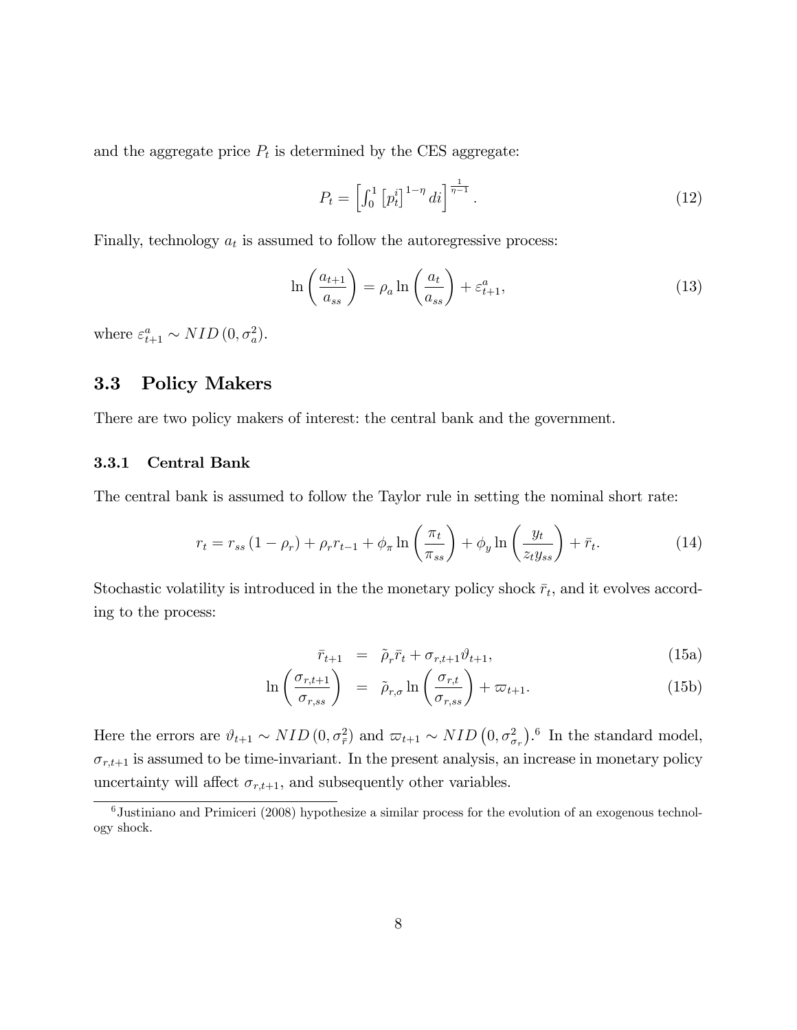and the aggregate price $P_t$ is determined by the CES aggregate:

$$P_t = \left[\int_0^1 \left[p_t^i\right]^{1-\eta} di\right]^{\frac{1}{\eta-1}}. \tag{12}$$

Finally, technology $a_t$ is assumed to follow the autoregressive process:

$$\ln\left(\frac{a_{t+1}}{a_{ss}}\right) = \rho_a \ln\left(\frac{a_t}{a_{ss}}\right) + \varepsilon_{t+1}^a, \tag{13}$$

where $\varepsilon_{t+1}^a \sim NID\left(0, \sigma_a^2\right)$.

## 3.3 Policy Makers

There are two policy makers of interest: the central bank and the government.

### 3.3.1 Central Bank

The central bank is assumed to follow the Taylor rule in setting the nominal short rate:

$$r_t = r_{ss}\left(1-\rho_r\right) + \rho_r r_{t-1} + \phi_\pi \ln\left(\frac{\pi_t}{\pi_{ss}}\right) + \phi_y \ln\left(\frac{y_t}{z_t y_{ss}}\right) + \bar{r}_t. \tag{14}$$

Stochastic volatility is introduced in the the monetary policy shock $\bar{r}_t$, and it evolves according to the process:

$$\bar{r}_{t+1} = \tilde{\rho}_r \bar{r}_t + \sigma_{r,t+1}\vartheta_{t+1}, \tag{15a}$$

$$\ln\left(\frac{\sigma_{r,t+1}}{\sigma_{r,ss}}\right) = \tilde{\rho}_{r,\sigma} \ln\left(\frac{\sigma_{r,t}}{\sigma_{r,ss}}\right) + \varpi_{t+1}. \tag{15b}$$

Here the errors are $\vartheta_{t+1} \sim NID\left(0, \sigma_{\bar{r}}^2\right)$ and $\varpi_{t+1} \sim NID\left(0, \sigma_{\sigma_r}^2\right)$.[6] In the standard model, $\sigma_{r,t+1}$ is assumed to be time-invariant. In the present analysis, an increase in monetary policy uncertainty will affect $\sigma_{r,t+1}$, and subsequently other variables.

[6] Justiniano and Primiceri (2008) hypothesize a similar process for the evolution of an exogenous technology shock.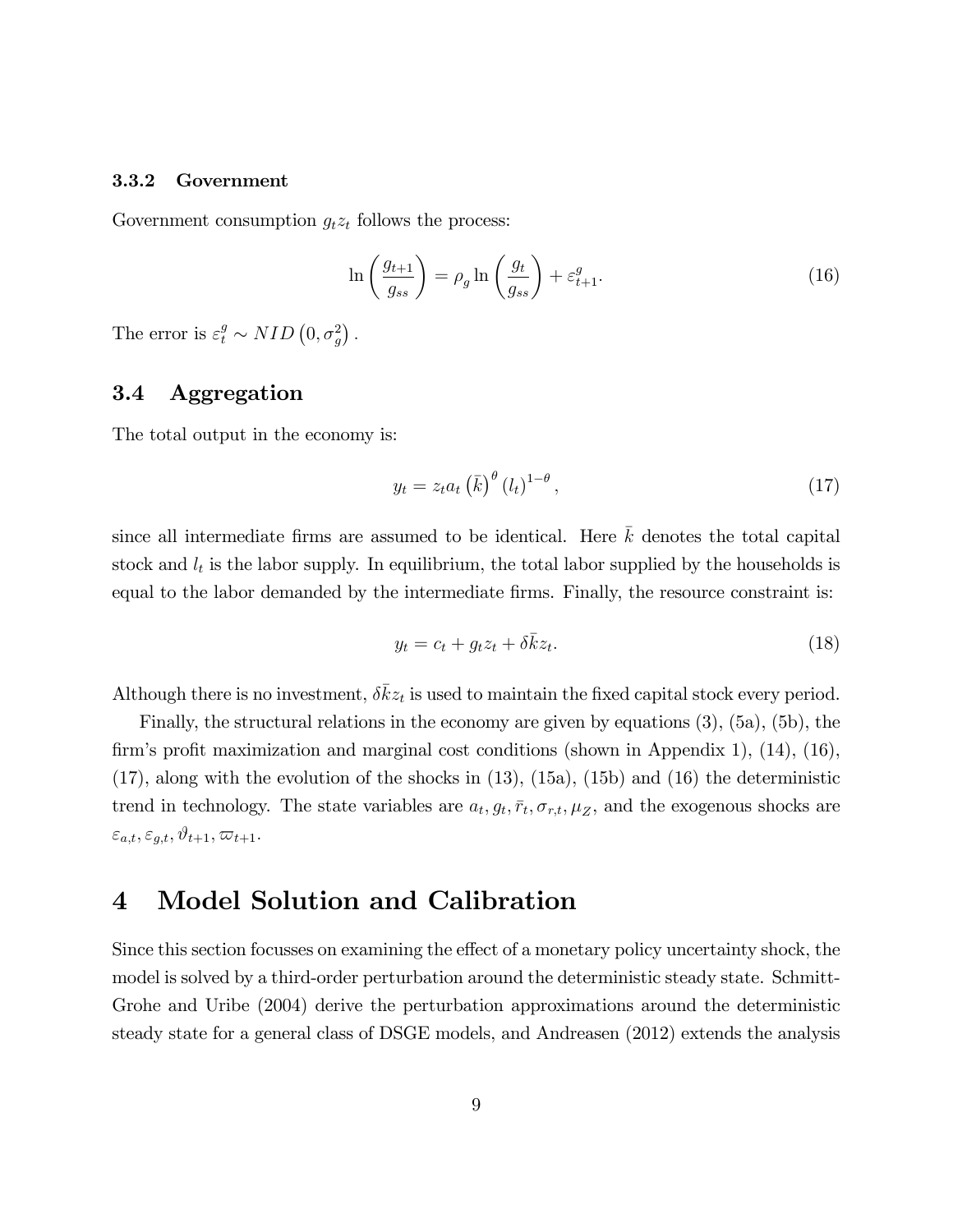### 3.3.2 Government

Government consumption $g_t z_t$ follows the process:

$$\ln\left(\frac{g_{t+1}}{g_{ss}}\right) = \rho_g \ln\left(\frac{g_t}{g_{ss}}\right) + \varepsilon^g_{t+1}. \tag{16}$$

The error is $\varepsilon^g_t \sim NID\left(0, \sigma^2_g\right)$.

## 3.4 Aggregation

The total output in the economy is:

$$y_t = z_t a_t \left(\bar{k}\right)^{\theta} \left(l_t\right)^{1-\theta}, \tag{17}$$

since all intermediate firms are assumed to be identical. Here $\bar{k}$ denotes the total capital stock and $l_t$ is the labor supply. In equilibrium, the total labor supplied by the households is equal to the labor demanded by the intermediate firms. Finally, the resource constraint is:

$$y_t = c_t + g_t z_t + \delta \bar{k} z_t. \tag{18}$$

Although there is no investment, $\delta \bar{k} z_t$ is used to maintain the fixed capital stock every period.

Finally, the structural relations in the economy are given by equations (3), (5a), (5b), the firm's profit maximization and marginal cost conditions (shown in Appendix 1), (14), (16), (17), along with the evolution of the shocks in (13), (15a), (15b) and (16) the deterministic trend in technology. The state variables are $a_t, g_t, \bar{r}_t, \sigma_{r,t}, \mu_Z$, and the exogenous shocks are $\varepsilon_{a,t}, \varepsilon_{g,t}, \vartheta_{t+1}, \varpi_{t+1}$.

# 4 Model Solution and Calibration

Since this section focusses on examining the effect of a monetary policy uncertainty shock, the model is solved by a third-order perturbation around the deterministic steady state. Schmitt-Grohe and Uribe (2004) derive the perturbation approximations around the deterministic steady state for a general class of DSGE models, and Andreasen (2012) extends the analysis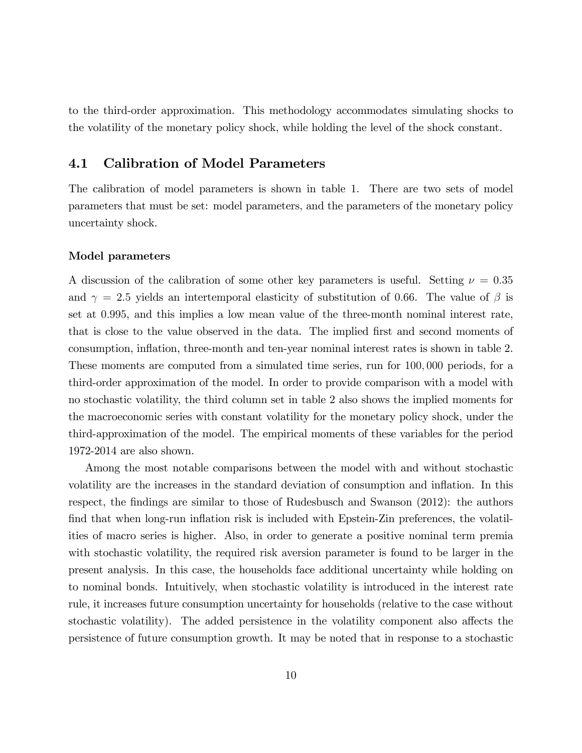to the third-order approximation. This methodology accommodates simulating shocks to the volatility of the monetary policy shock, while holding the level of the shock constant.

## 4.1 Calibration of Model Parameters

The calibration of model parameters is shown in table 1. There are two sets of model parameters that must be set: model parameters, and the parameters of the monetary policy uncertainty shock.

### Model parameters

A discussion of the calibration of some other key parameters is useful. Setting $\nu = 0.35$ and $\gamma = 2.5$ yields an intertemporal elasticity of substitution of 0.66. The value of $\beta$ is set at 0.995, and this implies a low mean value of the three-month nominal interest rate, that is close to the value observed in the data. The implied first and second moments of consumption, inflation, three-month and ten-year nominal interest rates is shown in table 2. These moments are computed from a simulated time series, run for 100,000 periods, for a third-order approximation of the model. In order to provide comparison with a model with no stochastic volatility, the third column set in table 2 also shows the implied moments for the macroeconomic series with constant volatility for the monetary policy shock, under the third-approximation of the model. The empirical moments of these variables for the period 1972-2014 are also shown.

Among the most notable comparisons between the model with and without stochastic volatility are the increases in the standard deviation of consumption and inflation. In this respect, the findings are similar to those of Rudesbusch and Swanson (2012): the authors find that when long-run inflation risk is included with Epstein-Zin preferences, the volatilities of macro series is higher. Also, in order to generate a positive nominal term premia with stochastic volatility, the required risk aversion parameter is found to be larger in the present analysis. In this case, the households face additional uncertainty while holding on to nominal bonds. Intuitively, when stochastic volatility is introduced in the interest rate rule, it increases future consumption uncertainty for households (relative to the case without stochastic volatility). The added persistence in the volatility component also affects the persistence of future consumption growth. It may be noted that in response to a stochastic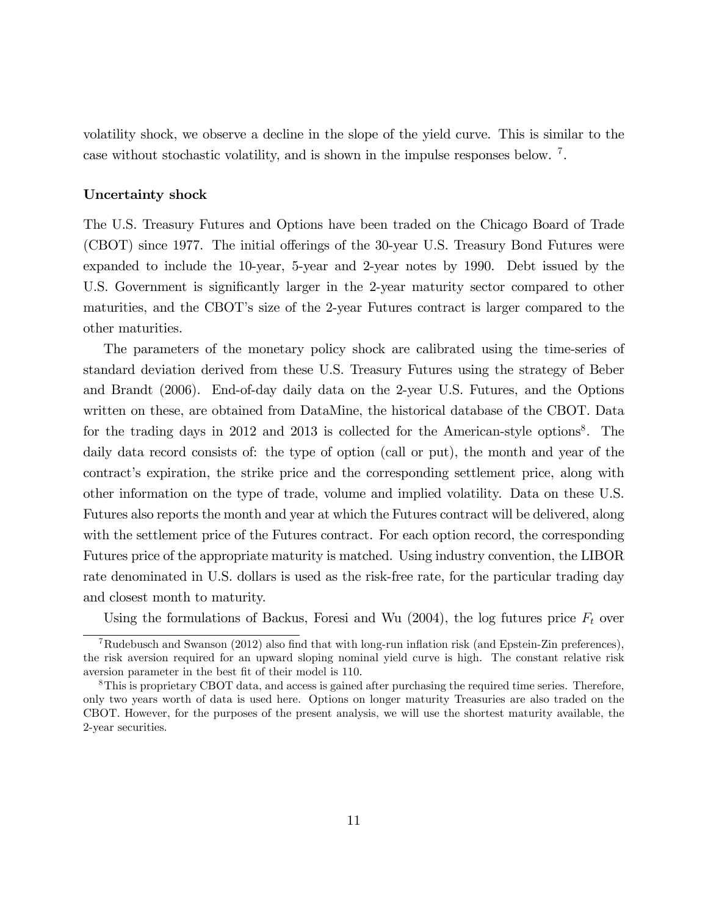volatility shock, we observe a decline in the slope of the yield curve. This is similar to the case without stochastic volatility, and is shown in the impulse responses below. [7].

**Uncertainty shock**

The U.S. Treasury Futures and Options have been traded on the Chicago Board of Trade (CBOT) since 1977. The initial offerings of the 30-year U.S. Treasury Bond Futures were expanded to include the 10-year, 5-year and 2-year notes by 1990. Debt issued by the U.S. Government is significantly larger in the 2-year maturity sector compared to other maturities, and the CBOT's size of the 2-year Futures contract is larger compared to the other maturities.

The parameters of the monetary policy shock are calibrated using the time-series of standard deviation derived from these U.S. Treasury Futures using the strategy of Beber and Brandt (2006). End-of-day daily data on the 2-year U.S. Futures, and the Options written on these, are obtained from DataMine, the historical database of the CBOT. Data for the trading days in 2012 and 2013 is collected for the American-style options[8]. The daily data record consists of: the type of option (call or put), the month and year of the contract's expiration, the strike price and the corresponding settlement price, along with other information on the type of trade, volume and implied volatility. Data on these U.S. Futures also reports the month and year at which the Futures contract will be delivered, along with the settlement price of the Futures contract. For each option record, the corresponding Futures price of the appropriate maturity is matched. Using industry convention, the LIBOR rate denominated in U.S. dollars is used as the risk-free rate, for the particular trading day and closest month to maturity.

Using the formulations of Backus, Foresi and Wu (2004), the log futures price $F_t$ over

[7] Rudebusch and Swanson (2012) also find that with long-run inflation risk (and Epstein-Zin preferences), the risk aversion required for an upward sloping nominal yield curve is high. The constant relative risk aversion parameter in the best fit of their model is 110.

[8] This is proprietary CBOT data, and access is gained after purchasing the required time series. Therefore, only two years worth of data is used here. Options on longer maturity Treasuries are also traded on the CBOT. However, for the purposes of the present analysis, we will use the shortest maturity available, the 2-year securities.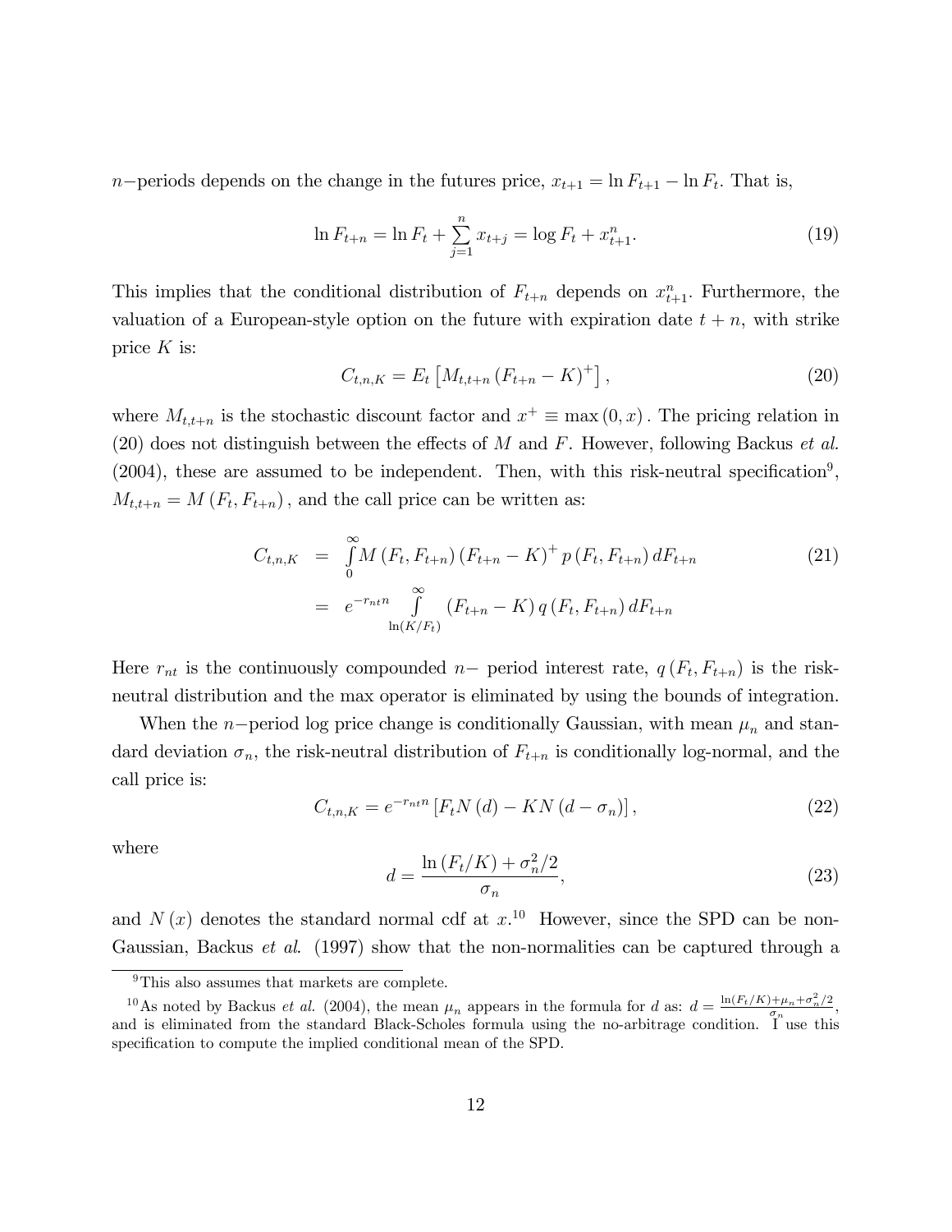$n-$periods depends on the change in the futures price, $x_{t+1} = \ln F_{t+1} - \ln F_t$. That is,

$$\ln F_{t+n} = \ln F_t + \sum_{j=1}^{n} x_{t+j} = \log F_t + x_{t+1}^n. \tag{19}$$

This implies that the conditional distribution of $F_{t+n}$ depends on $x_{t+1}^n$. Furthermore, the valuation of a European-style option on the future with expiration date $t+n$, with strike price $K$ is:

$$C_{t,n,K} = E_t \left[ M_{t,t+n} \left( F_{t+n} - K \right)^+ \right], \tag{20}$$

where $M_{t,t+n}$ is the stochastic discount factor and $x^+ \equiv \max(0, x)$. The pricing relation in (20) does not distinguish between the effects of $M$ and $F$. However, following Backus *et al.* (2004), these are assumed to be independent. Then, with this risk-neutral specification[9], $M_{t,t+n} = M(F_t, F_{t+n})$, and the call price can be written as:

$$\begin{aligned} C_{t,n,K} &= \int_0^\infty M(F_t, F_{t+n}) (F_{t+n} - K)^+ p(F_t, F_{t+n}) \, dF_{t+n} \\ &= e^{-r_{nt} n} \int_{\ln(K/F_t)}^{\infty} (F_{t+n} - K) \, q(F_t, F_{t+n}) \, dF_{t+n} \end{aligned} \tag{21}$$

Here $r_{nt}$ is the continuously compounded $n-$ period interest rate, $q(F_t, F_{t+n})$ is the risk-neutral distribution and the max operator is eliminated by using the bounds of integration.

When the $n-$period log price change is conditionally Gaussian, with mean $\mu_n$ and standard deviation $\sigma_n$, the risk-neutral distribution of $F_{t+n}$ is conditionally log-normal, and the call price is:

$$C_{t,n,K} = e^{-r_{nt} n} \left[ F_t N(d) - K N(d - \sigma_n) \right], \tag{22}$$

where

$$d = \frac{\ln(F_t/K) + \sigma_n^2/2}{\sigma_n}, \tag{23}$$

and $N(x)$ denotes the standard normal cdf at $x$.[10] However, since the SPD can be non-Gaussian, Backus *et al*. (1997) show that the non-normalities can be captured through a

---

[9] This also assumes that markets are complete.

[10] As noted by Backus *et al.* (2004), the mean $\mu_n$ appears in the formula for $d$ as: $d = \frac{\ln(F_t/K) + \mu_n + \sigma_n^2/2}{\sigma_n}$, and is eliminated from the standard Black-Scholes formula using the no-arbitrage condition. I use this specification to compute the implied conditional mean of the SPD.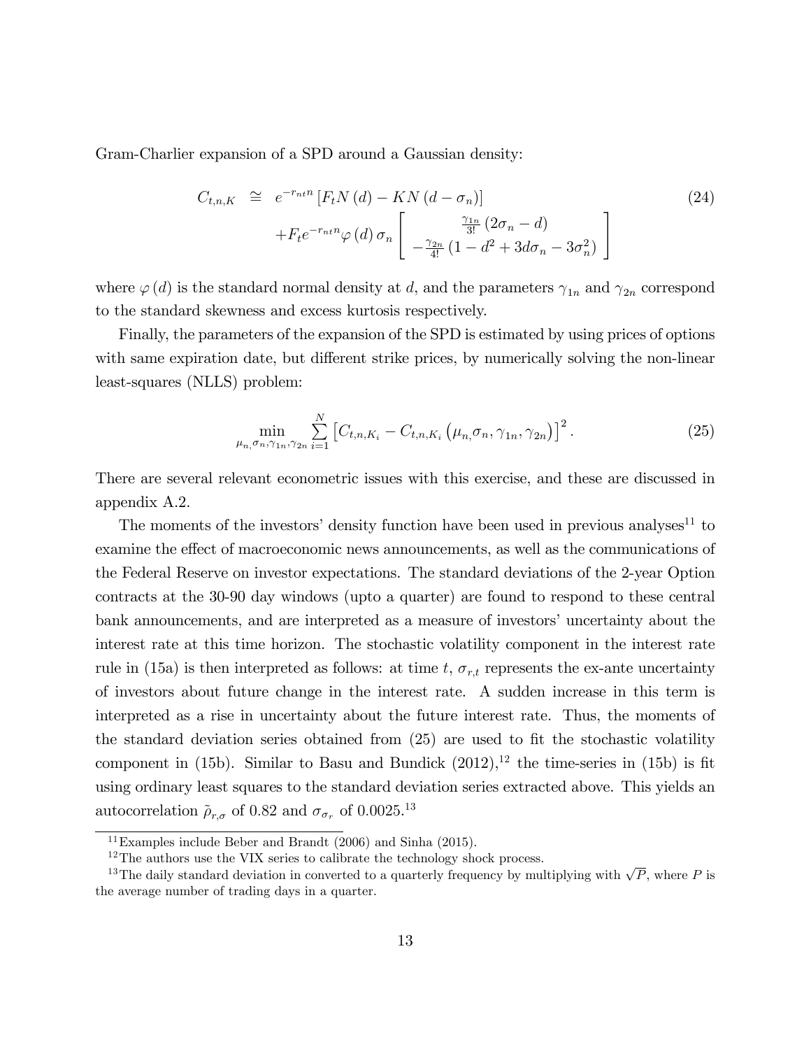Gram-Charlier expansion of a SPD around a Gaussian density:

$$
\begin{aligned}
C_{t,n,K} \;\cong\; & e^{-r_{nt}n}\left[F_t N(d) - K N(d-\sigma_n)\right] \\
& + F_t e^{-r_{nt}n}\varphi(d)\,\sigma_n \left[ \begin{array}{c} \frac{\gamma_{1n}}{3!}\left(2\sigma_n - d\right) \\ -\frac{\gamma_{2n}}{4!}\left(1 - d^2 + 3d\sigma_n - 3\sigma_n^2\right) \end{array} \right]
\end{aligned}
\tag{24}
$$

where $\varphi(d)$ is the standard normal density at $d$, and the parameters $\gamma_{1n}$ and $\gamma_{2n}$ correspond to the standard skewness and excess kurtosis respectively.

Finally, the parameters of the expansion of the SPD is estimated by using prices of options with same expiration date, but different strike prices, by numerically solving the non-linear least-squares (NLLS) problem:

$$
\min_{\mu_n,\sigma_n,\gamma_{1n},\gamma_{2n}} \sum_{i=1}^{N} \left[ C_{t,n,K_i} - C_{t,n,K_i}\left(\mu_n,\sigma_n,\gamma_{1n},\gamma_{2n}\right)\right]^2 . \tag{25}
$$

There are several relevant econometric issues with this exercise, and these are discussed in appendix A.2.

The moments of the investors' density function have been used in previous analyses[11] to examine the effect of macroeconomic news announcements, as well as the communications of the Federal Reserve on investor expectations. The standard deviations of the 2-year Option contracts at the 30-90 day windows (upto a quarter) are found to respond to these central bank announcements, and are interpreted as a measure of investors' uncertainty about the interest rate at this time horizon. The stochastic volatility component in the interest rate rule in (15a) is then interpreted as follows: at time $t$, $\sigma_{r,t}$ represents the ex-ante uncertainty of investors about future change in the interest rate. A sudden increase in this term is interpreted as a rise in uncertainty about the future interest rate. Thus, the moments of the standard deviation series obtained from (25) are used to fit the stochastic volatility component in (15b). Similar to Basu and Bundick (2012),[12] the time-series in (15b) is fit using ordinary least squares to the standard deviation series extracted above. This yields an autocorrelation $\tilde{\rho}_{r,\sigma}$ of 0.82 and $\sigma_{\sigma_r}$ of 0.0025.[13]

[11] Examples include Beber and Brandt (2006) and Sinha (2015).

[12] The authors use the VIX series to calibrate the technology shock process.

[13] The daily standard deviation in converted to a quarterly frequency by multiplying with $\sqrt{P}$, where $P$ is the average number of trading days in a quarter.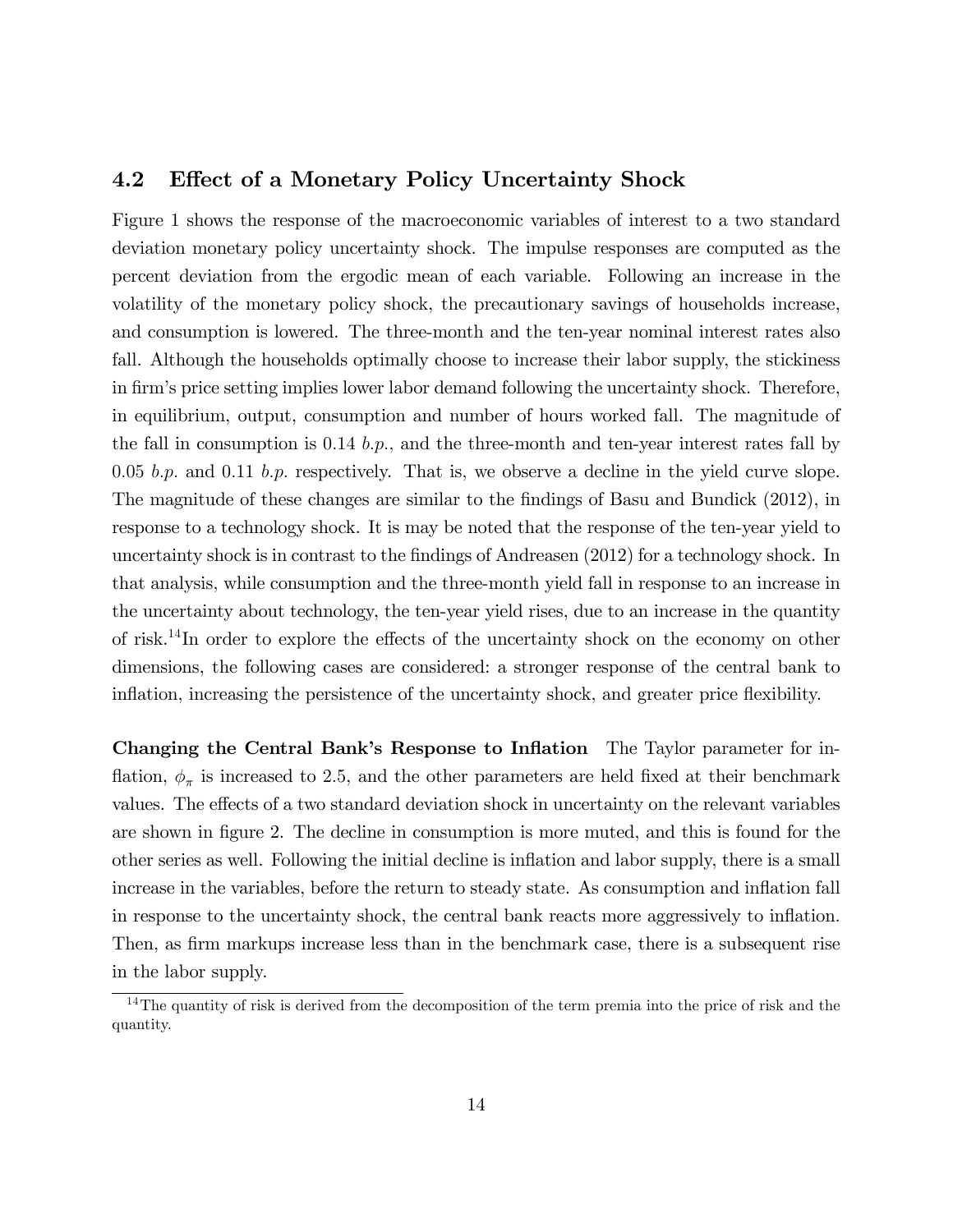## 4.2 Effect of a Monetary Policy Uncertainty Shock

Figure 1 shows the response of the macroeconomic variables of interest to a two standard deviation monetary policy uncertainty shock. The impulse responses are computed as the percent deviation from the ergodic mean of each variable. Following an increase in the volatility of the monetary policy shock, the precautionary savings of households increase, and consumption is lowered. The three-month and the ten-year nominal interest rates also fall. Although the households optimally choose to increase their labor supply, the stickiness in firm's price setting implies lower labor demand following the uncertainty shock. Therefore, in equilibrium, output, consumption and number of hours worked fall. The magnitude of the fall in consumption is 0.14 *b.p.*, and the three-month and ten-year interest rates fall by 0.05 *b.p.* and 0.11 *b.p.* respectively. That is, we observe a decline in the yield curve slope. The magnitude of these changes are similar to the findings of Basu and Bundick (2012), in response to a technology shock. It is may be noted that the response of the ten-year yield to uncertainty shock is in contrast to the findings of Andreasen (2012) for a technology shock. In that analysis, while consumption and the three-month yield fall in response to an increase in the uncertainty about technology, the ten-year yield rises, due to an increase in the quantity of risk.[14] In order to explore the effects of the uncertainty shock on the economy on other dimensions, the following cases are considered: a stronger response of the central bank to inflation, increasing the persistence of the uncertainty shock, and greater price flexibility.

**Changing the Central Bank's Response to Inflation** The Taylor parameter for inflation, $\phi_\pi$ is increased to 2.5, and the other parameters are held fixed at their benchmark values. The effects of a two standard deviation shock in uncertainty on the relevant variables are shown in figure 2. The decline in consumption is more muted, and this is found for the other series as well. Following the initial decline is inflation and labor supply, there is a small increase in the variables, before the return to steady state. As consumption and inflation fall in response to the uncertainty shock, the central bank reacts more aggressively to inflation. Then, as firm markups increase less than in the benchmark case, there is a subsequent rise in the labor supply.

[14] The quantity of risk is derived from the decomposition of the term premia into the price of risk and the quantity.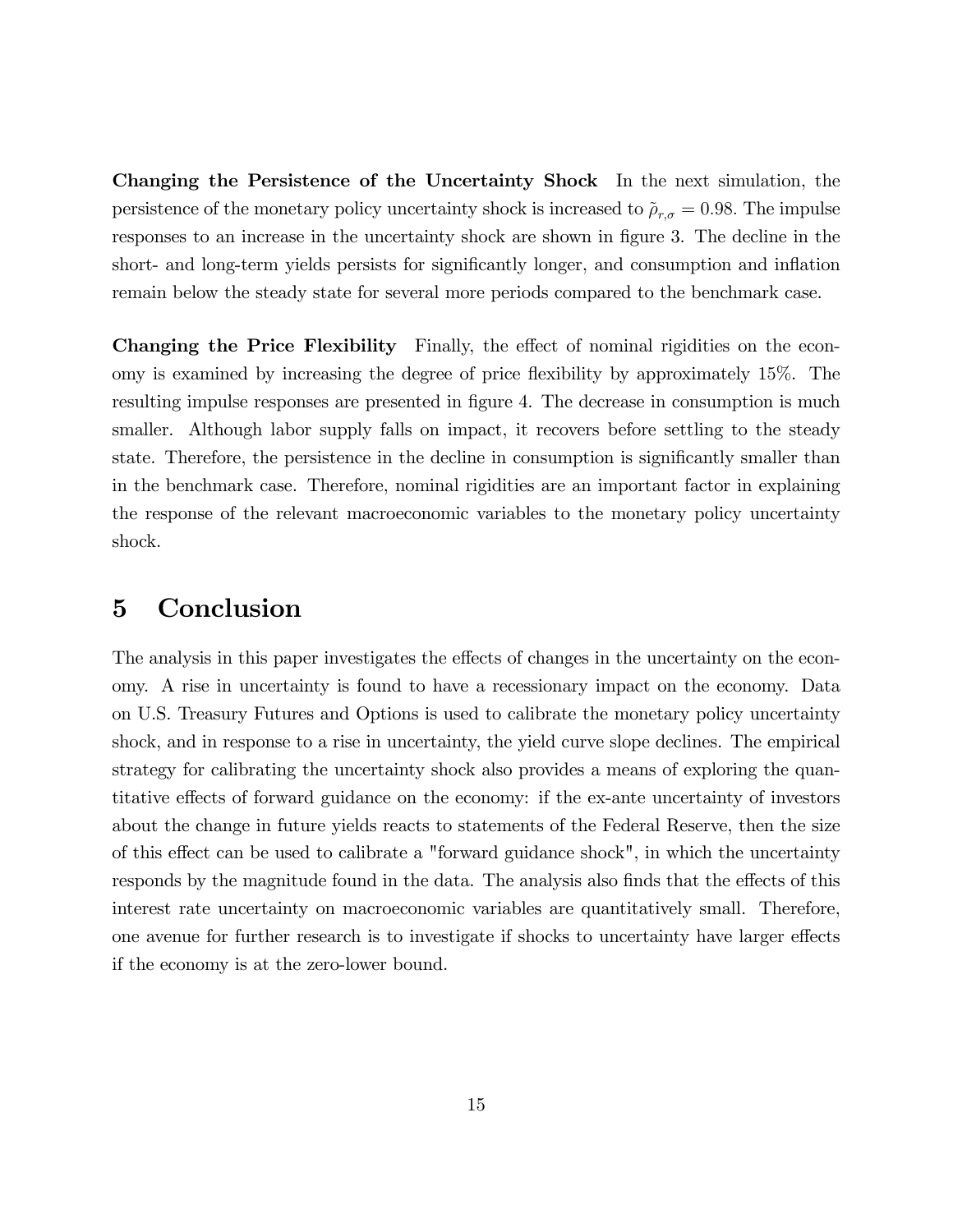**Changing the Persistence of the Uncertainty Shock** In the next simulation, the persistence of the monetary policy uncertainty shock is increased to $\tilde{\rho}_{r,\sigma} = 0.98$. The impulse responses to an increase in the uncertainty shock are shown in figure 3. The decline in the short- and long-term yields persists for significantly longer, and consumption and inflation remain below the steady state for several more periods compared to the benchmark case.

**Changing the Price Flexibility** Finally, the effect of nominal rigidities on the economy is examined by increasing the degree of price flexibility by approximately 15%. The resulting impulse responses are presented in figure 4. The decrease in consumption is much smaller. Although labor supply falls on impact, it recovers before settling to the steady state. Therefore, the persistence in the decline in consumption is significantly smaller than in the benchmark case. Therefore, nominal rigidities are an important factor in explaining the response of the relevant macroeconomic variables to the monetary policy uncertainty shock.

# 5 Conclusion

The analysis in this paper investigates the effects of changes in the uncertainty on the economy. A rise in uncertainty is found to have a recessionary impact on the economy. Data on U.S. Treasury Futures and Options is used to calibrate the monetary policy uncertainty shock, and in response to a rise in uncertainty, the yield curve slope declines. The empirical strategy for calibrating the uncertainty shock also provides a means of exploring the quantitative effects of forward guidance on the economy: if the ex-ante uncertainty of investors about the change in future yields reacts to statements of the Federal Reserve, then the size of this effect can be used to calibrate a "forward guidance shock", in which the uncertainty responds by the magnitude found in the data. The analysis also finds that the effects of this interest rate uncertainty on macroeconomic variables are quantitatively small. Therefore, one avenue for further research is to investigate if shocks to uncertainty have larger effects if the economy is at the zero-lower bound.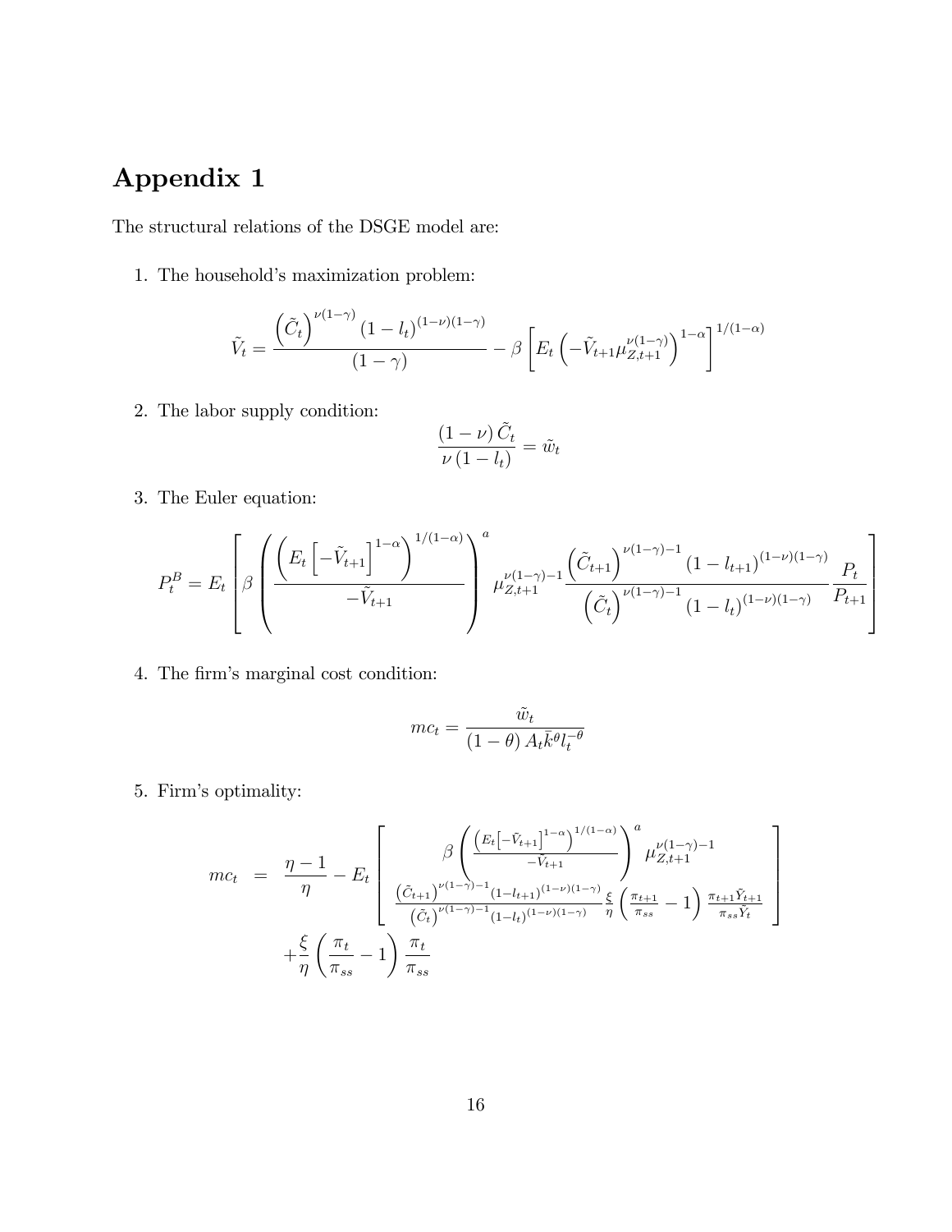# Appendix 1

The structural relations of the DSGE model are:

1. The household's maximization problem:

$$\tilde{V}_t = \frac{\left(\tilde{C}_t\right)^{\nu(1-\gamma)}(1-l_t)^{(1-\nu)(1-\gamma)}}{(1-\gamma)} - \beta\left[E_t\left(-\tilde{V}_{t+1}\mu_{Z,t+1}^{\nu(1-\gamma)}\right)^{1-\alpha}\right]^{1/(1-\alpha)}$$

2. The labor supply condition:

$$\frac{(1-\nu)\tilde{C}_t}{\nu(1-l_t)} = \tilde{w}_t$$

3. The Euler equation:

$$P_t^B = E_t\left[\beta\left(\frac{\left(E_t\left[-\tilde{V}_{t+1}\right]^{1-\alpha}\right)^{1/(1-\alpha)}}{-\tilde{V}_{t+1}}\right)^a \mu_{Z,t+1}^{\nu(1-\gamma)-1}\frac{\left(\tilde{C}_{t+1}\right)^{\nu(1-\gamma)-1}(1-l_{t+1})^{(1-\nu)(1-\gamma)}}{\left(\tilde{C}_t\right)^{\nu(1-\gamma)-1}(1-l_t)^{(1-\nu)(1-\gamma)}}\frac{P_t}{P_{t+1}}\right]$$

4. The firm's marginal cost condition:

$$mc_t = \frac{\tilde{w}_t}{(1-\theta)A_t\bar{k}^\theta l_t^{-\theta}}$$

5. Firm's optimality:

$$\begin{aligned} mc_t &= \frac{\eta-1}{\eta} - E_t\left[\begin{array}{c}\beta\left(\frac{\left(E_t\left[-\tilde{V}_{t+1}\right]^{1-\alpha}\right)^{1/(1-\alpha)}}{-\tilde{V}_{t+1}}\right)^a \mu_{Z,t+1}^{\nu(1-\gamma)-1} \\ \frac{\left(\tilde{C}_{t+1}\right)^{\nu(1-\gamma)-1}(1-l_{t+1})^{(1-\nu)(1-\gamma)}}{\left(\tilde{C}_t\right)^{\nu(1-\gamma)-1}(1-l_t)^{(1-\nu)(1-\gamma)}}\frac{\xi}{\eta}\left(\frac{\pi_{t+1}}{\pi_{ss}}-1\right)\frac{\pi_{t+1}\tilde{Y}_{t+1}}{\pi_{ss}\tilde{Y}_t}\end{array}\right] \\ &\quad + \frac{\xi}{\eta}\left(\frac{\pi_t}{\pi_{ss}}-1\right)\frac{\pi_t}{\pi_{ss}} \end{aligned}$$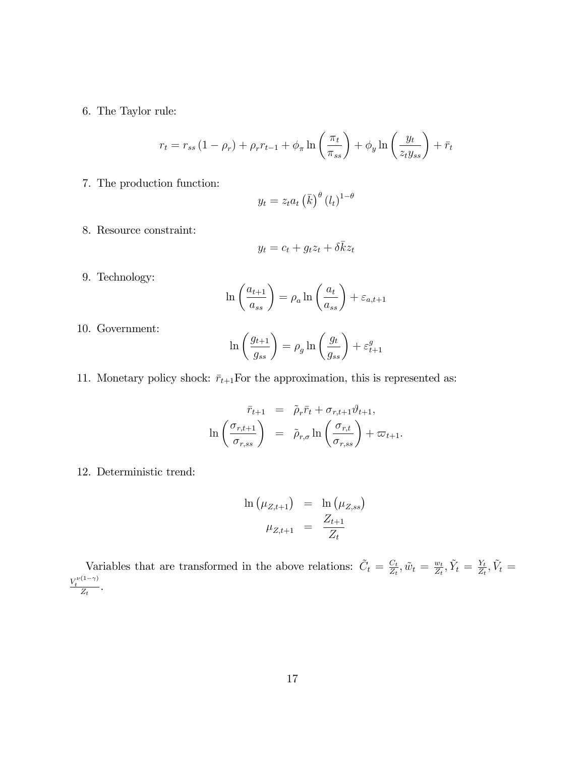6. The Taylor rule:

$$r_t = r_{ss}\left(1-\rho_r\right) + \rho_r r_{t-1} + \phi_\pi \ln\left(\frac{\pi_t}{\pi_{ss}}\right) + \phi_y \ln\left(\frac{y_t}{z_t y_{ss}}\right) + \bar{r}_t$$

7. The production function:

$$y_t = z_t a_t \left(\bar{k}\right)^\theta \left(l_t\right)^{1-\theta}$$

8. Resource constraint:

$$y_t = c_t + g_t z_t + \delta \bar{k} z_t$$

9. Technology:

$$\ln\left(\frac{a_{t+1}}{a_{ss}}\right) = \rho_a \ln\left(\frac{a_t}{a_{ss}}\right) + \varepsilon_{a,t+1}$$

10. Government:

$$\ln\left(\frac{g_{t+1}}{g_{ss}}\right) = \rho_g \ln\left(\frac{g_t}{g_{ss}}\right) + \varepsilon_{t+1}^g$$

11. Monetary policy shock: $\bar{r}_{t+1}$For the approximation, this is represented as:

$$\begin{aligned}
\bar{r}_{t+1} &= \tilde{\rho}_r \bar{r}_t + \sigma_{r,t+1}\vartheta_{t+1}, \\
\ln\left(\frac{\sigma_{r,t+1}}{\sigma_{r,ss}}\right) &= \tilde{\rho}_{r,\sigma} \ln\left(\frac{\sigma_{r,t}}{\sigma_{r,ss}}\right) + \varpi_{t+1}.
\end{aligned}$$

12. Deterministic trend:

$$\begin{aligned}
\ln\left(\mu_{Z,t+1}\right) &= \ln\left(\mu_{Z,ss}\right) \\
\mu_{Z,t+1} &= \frac{Z_{t+1}}{Z_t}
\end{aligned}$$

Variables that are transformed in the above relations: $\tilde{C}_t = \frac{C_t}{Z_t}, \tilde{w}_t = \frac{w_t}{Z_t}, \tilde{Y}_t = \frac{Y_t}{Z_t}, \tilde{V}_t = \frac{V_t^{\nu(1-\gamma)}}{Z_t}$.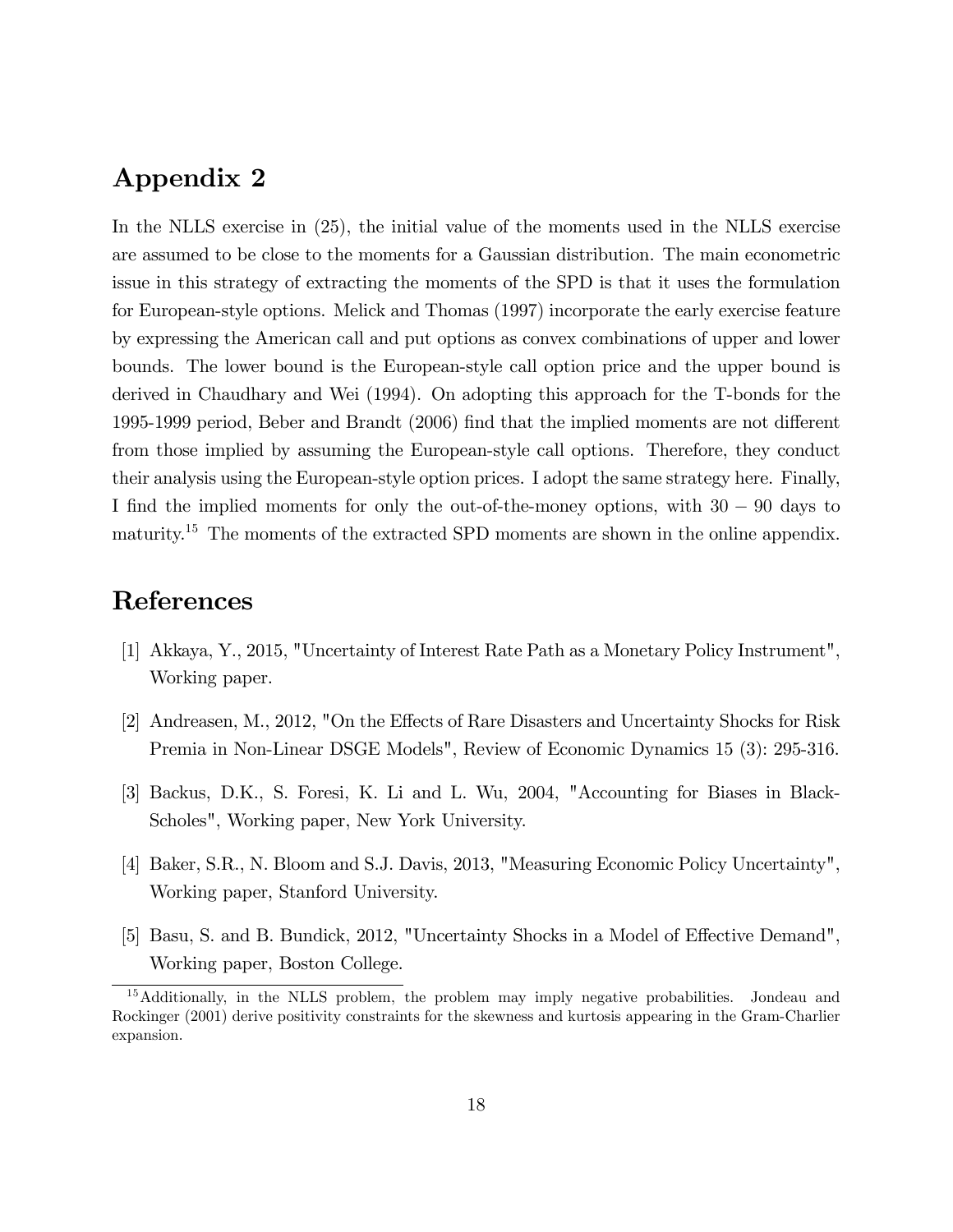## Appendix 2

In the NLLS exercise in (25), the initial value of the moments used in the NLLS exercise are assumed to be close to the moments for a Gaussian distribution. The main econometric issue in this strategy of extracting the moments of the SPD is that it uses the formulation for European-style options. Melick and Thomas (1997) incorporate the early exercise feature by expressing the American call and put options as convex combinations of upper and lower bounds. The lower bound is the European-style call option price and the upper bound is derived in Chaudhary and Wei (1994). On adopting this approach for the T-bonds for the 1995-1999 period, Beber and Brandt (2006) find that the implied moments are not different from those implied by assuming the European-style call options. Therefore, they conduct their analysis using the European-style option prices. I adopt the same strategy here. Finally, I find the implied moments for only the out-of-the-money options, with $30 - 90$ days to maturity.[15] The moments of the extracted SPD moments are shown in the online appendix.

## References

[1] Akkaya, Y., 2015, "Uncertainty of Interest Rate Path as a Monetary Policy Instrument", Working paper.

[2] Andreasen, M., 2012, "On the Effects of Rare Disasters and Uncertainty Shocks for Risk Premia in Non-Linear DSGE Models", Review of Economic Dynamics 15 (3): 295-316.

[3] Backus, D.K., S. Foresi, K. Li and L. Wu, 2004, "Accounting for Biases in Black-Scholes", Working paper, New York University.

[4] Baker, S.R., N. Bloom and S.J. Davis, 2013, "Measuring Economic Policy Uncertainty", Working paper, Stanford University.

[5] Basu, S. and B. Bundick, 2012, "Uncertainty Shocks in a Model of Effective Demand", Working paper, Boston College.

[15] Additionally, in the NLLS problem, the problem may imply negative probabilities. Jondeau and Rockinger (2001) derive positivity constraints for the skewness and kurtosis appearing in the Gram-Charlier expansion.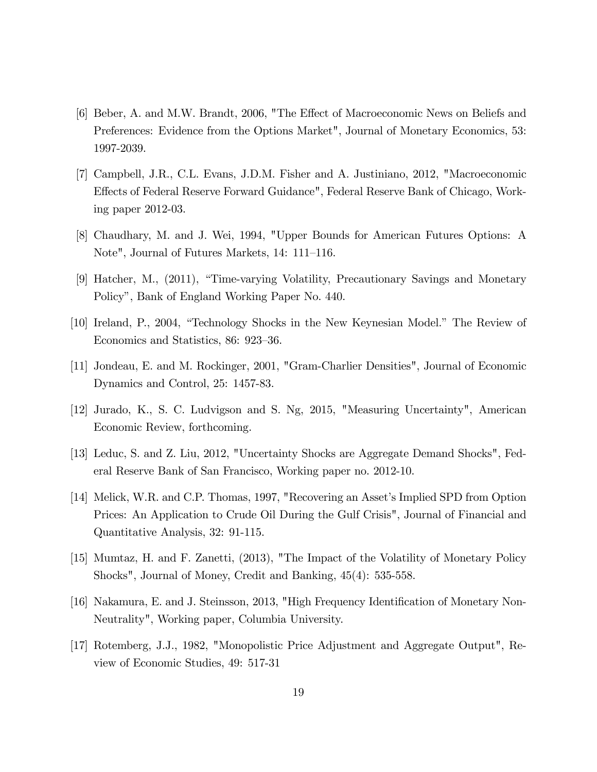[6] Beber, A. and M.W. Brandt, 2006, "The Effect of Macroeconomic News on Beliefs and Preferences: Evidence from the Options Market", Journal of Monetary Economics, 53: 1997-2039.

[7] Campbell, J.R., C.L. Evans, J.D.M. Fisher and A. Justiniano, 2012, "Macroeconomic Effects of Federal Reserve Forward Guidance", Federal Reserve Bank of Chicago, Working paper 2012-03.

[8] Chaudhary, M. and J. Wei, 1994, "Upper Bounds for American Futures Options: A Note", Journal of Futures Markets, 14: 111–116.

[9] Hatcher, M., (2011), "Time-varying Volatility, Precautionary Savings and Monetary Policy", Bank of England Working Paper No. 440.

[10] Ireland, P., 2004, "Technology Shocks in the New Keynesian Model." The Review of Economics and Statistics, 86: 923–36.

[11] Jondeau, E. and M. Rockinger, 2001, "Gram-Charlier Densities", Journal of Economic Dynamics and Control, 25: 1457-83.

[12] Jurado, K., S. C. Ludvigson and S. Ng, 2015, "Measuring Uncertainty", American Economic Review, forthcoming.

[13] Leduc, S. and Z. Liu, 2012, "Uncertainty Shocks are Aggregate Demand Shocks", Federal Reserve Bank of San Francisco, Working paper no. 2012-10.

[14] Melick, W.R. and C.P. Thomas, 1997, "Recovering an Asset's Implied SPD from Option Prices: An Application to Crude Oil During the Gulf Crisis", Journal of Financial and Quantitative Analysis, 32: 91-115.

[15] Mumtaz, H. and F. Zanetti, (2013), "The Impact of the Volatility of Monetary Policy Shocks", Journal of Money, Credit and Banking, 45(4): 535-558.

[16] Nakamura, E. and J. Steinsson, 2013, "High Frequency Identification of Monetary Non-Neutrality", Working paper, Columbia University.

[17] Rotemberg, J.J., 1982, "Monopolistic Price Adjustment and Aggregate Output", Review of Economic Studies, 49: 517-31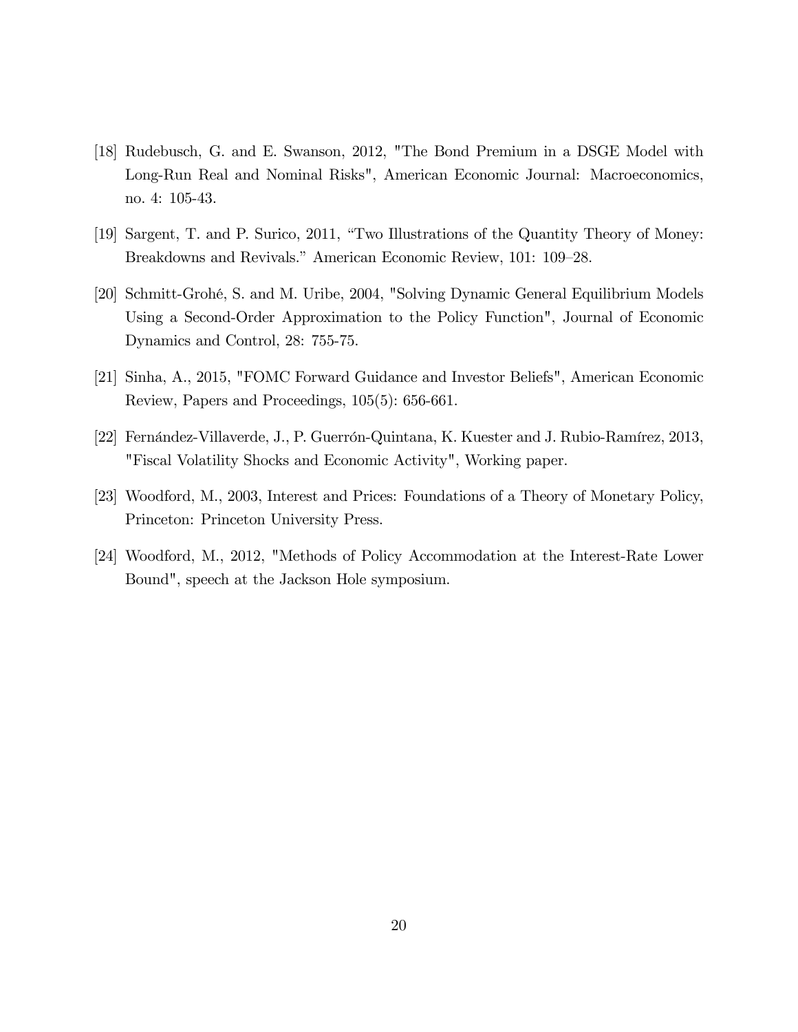[18] Rudebusch, G. and E. Swanson, 2012, "The Bond Premium in a DSGE Model with Long-Run Real and Nominal Risks", American Economic Journal: Macroeconomics, no. 4: 105-43.

[19] Sargent, T. and P. Surico, 2011, "Two Illustrations of the Quantity Theory of Money: Breakdowns and Revivals." American Economic Review, 101: 109–28.

[20] Schmitt-Grohé, S. and M. Uribe, 2004, "Solving Dynamic General Equilibrium Models Using a Second-Order Approximation to the Policy Function", Journal of Economic Dynamics and Control, 28: 755-75.

[21] Sinha, A., 2015, "FOMC Forward Guidance and Investor Beliefs", American Economic Review, Papers and Proceedings, 105(5): 656-661.

[22] Fernández-Villaverde, J., P. Guerrón-Quintana, K. Kuester and J. Rubio-Ramírez, 2013, "Fiscal Volatility Shocks and Economic Activity", Working paper.

[23] Woodford, M., 2003, Interest and Prices: Foundations of a Theory of Monetary Policy, Princeton: Princeton University Press.

[24] Woodford, M., 2012, "Methods of Policy Accommodation at the Interest-Rate Lower Bound", speech at the Jackson Hole symposium.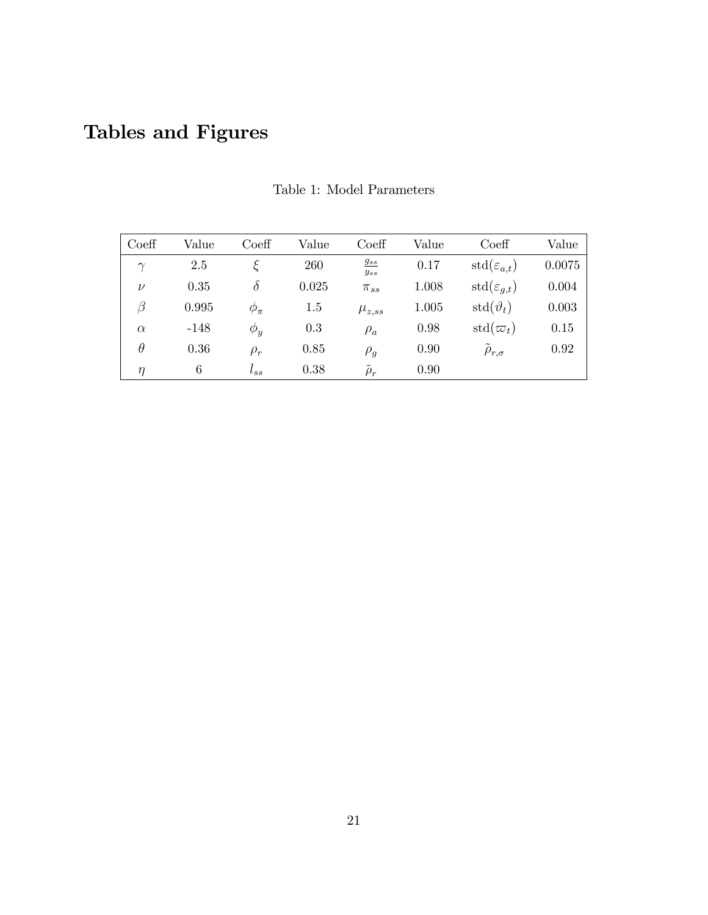# Tables and Figures

Table 1: Model Parameters

| Coeff | Value | Coeff | Value | Coeff | Value | Coeff | Value |
|---|---|---|---|---|---|---|---|
| $\gamma$ | 2.5 | $\xi$ | 260 | $\frac{g_{ss}}{y_{ss}}$ | 0.17 | $\text{std}(\varepsilon_{a,t})$ | 0.0075 |
| $\nu$ | 0.35 | $\delta$ | 0.025 | $\pi_{ss}$ | 1.008 | $\text{std}(\varepsilon_{g,t})$ | 0.004 |
| $\beta$ | 0.995 | $\phi_\pi$ | 1.5 | $\mu_{z,ss}$ | 1.005 | $\text{std}(\vartheta_t)$ | 0.003 |
| $\alpha$ | -148 | $\phi_y$ | 0.3 | $\rho_a$ | 0.98 | $\text{std}(\varpi_t)$ | 0.15 |
| $\theta$ | 0.36 | $\rho_r$ | 0.85 | $\rho_g$ | 0.90 | $\tilde{\rho}_{r,\sigma}$ | 0.92 |
| $\eta$ | 6 | $l_{ss}$ | 0.38 | $\tilde{\rho}_r$ | 0.90 | | |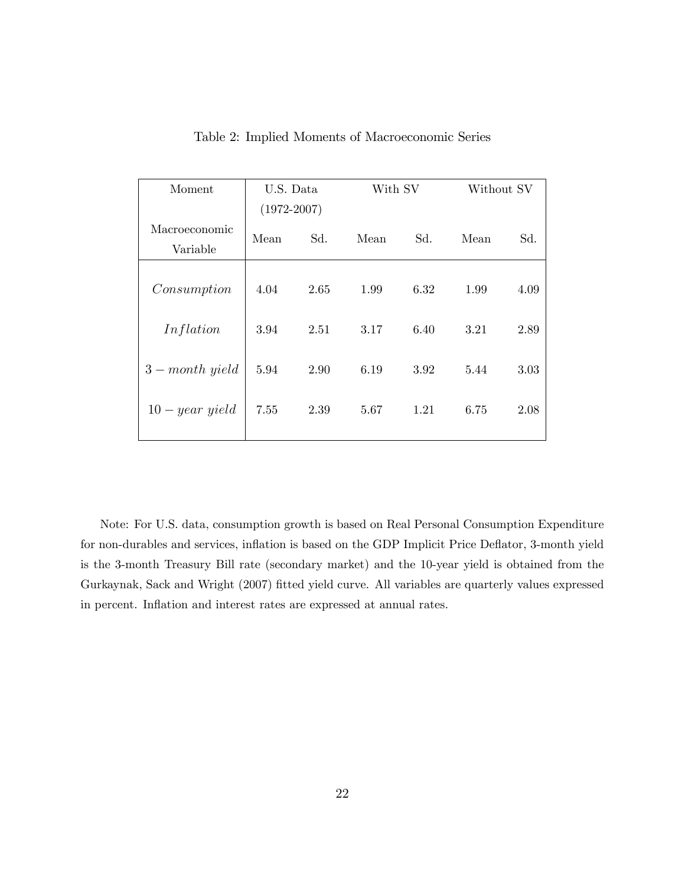Table 2: Implied Moments of Macroeconomic Series

| Moment | U.S. Data (1972-2007) | | With SV | | Without SV | |
|---|---|---|---|---|---|---|
| Macroeconomic Variable | Mean | Sd. | Mean | Sd. | Mean | Sd. |
| *Consumption* | 4.04 | 2.65 | 1.99 | 6.32 | 1.99 | 4.09 |
| *Inflation* | 3.94 | 2.51 | 3.17 | 6.40 | 3.21 | 2.89 |
| $3-month\ yield$ | 5.94 | 2.90 | 6.19 | 3.92 | 5.44 | 3.03 |
| $10-year\ yield$ | 7.55 | 2.39 | 5.67 | 1.21 | 6.75 | 2.08 |

Note: For U.S. data, consumption growth is based on Real Personal Consumption Expenditure for non-durables and services, inflation is based on the GDP Implicit Price Deflator, 3-month yield is the 3-month Treasury Bill rate (secondary market) and the 10-year yield is obtained from the Gurkaynak, Sack and Wright (2007) fitted yield curve. All variables are quarterly values expressed in percent. Inflation and interest rates are expressed at annual rates.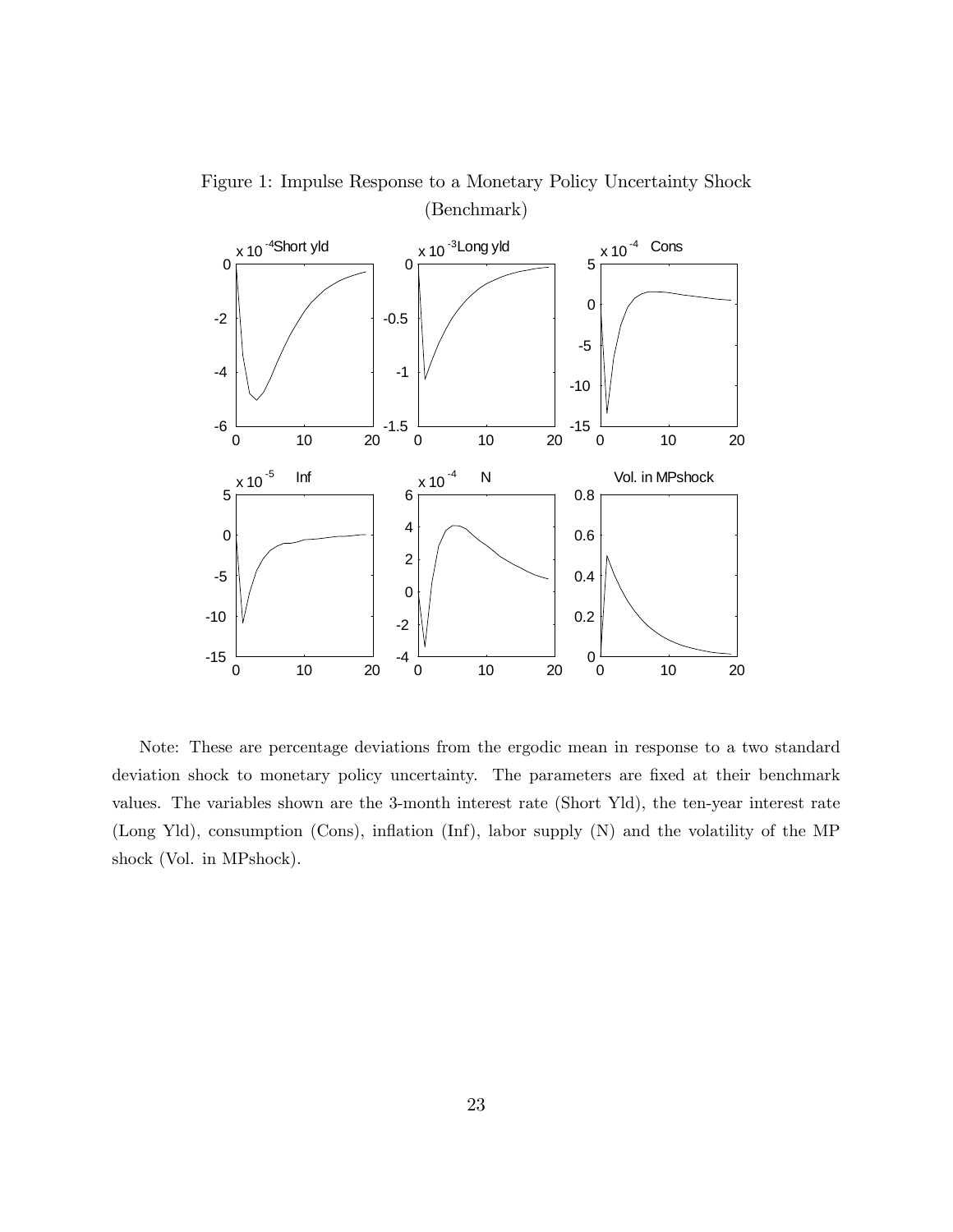Figure 1: Impulse Response to a Monetary Policy Uncertainty Shock (Benchmark)

Note: These are percentage deviations from the ergodic mean in response to a two standard deviation shock to monetary policy uncertainty. The parameters are fixed at their benchmark values. The variables shown are the 3-month interest rate (Short Yld), the ten-year interest rate (Long Yld), consumption (Cons), inflation (Inf), labor supply (N) and the volatility of the MP shock (Vol. in MPshock).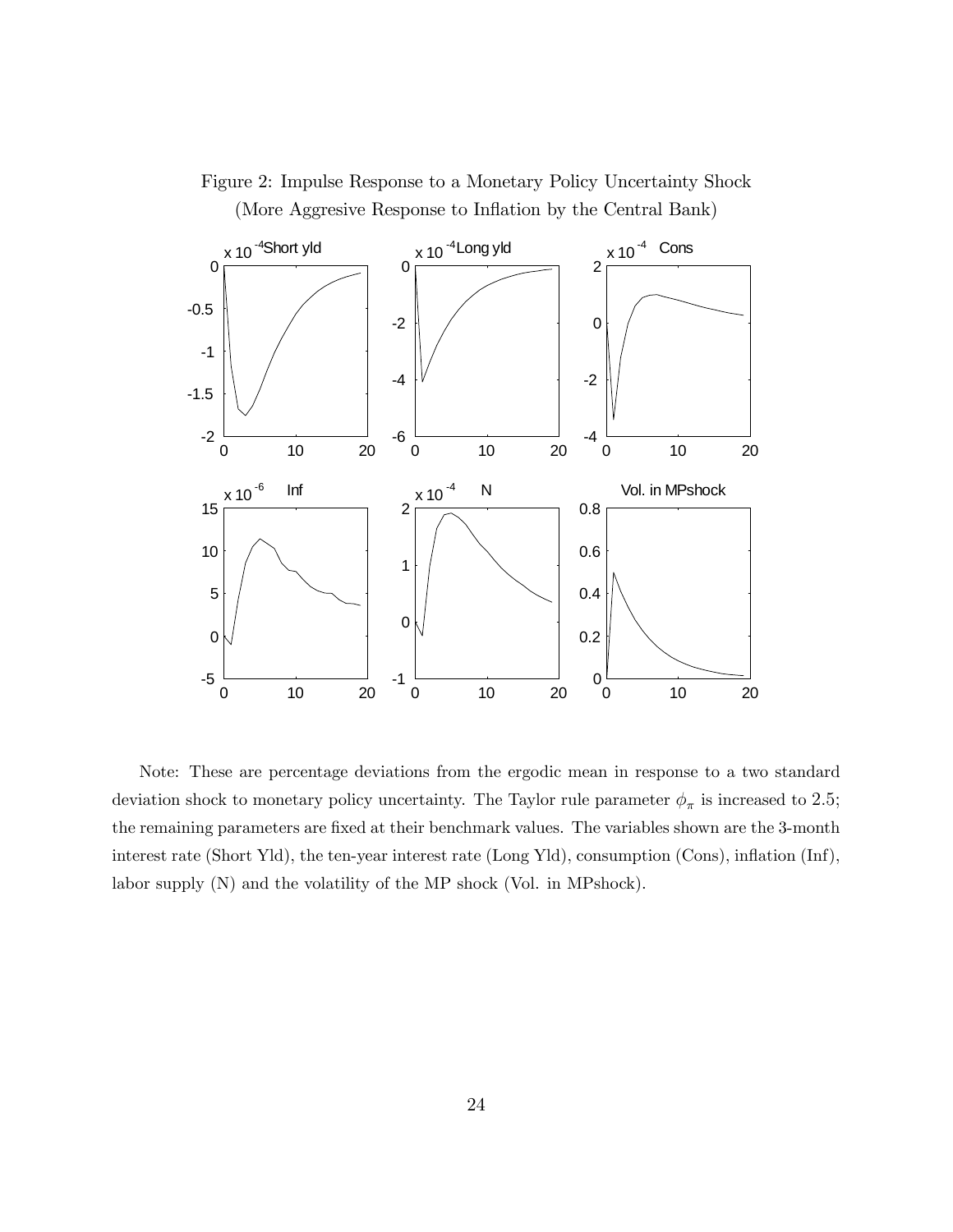Figure 2: Impulse Response to a Monetary Policy Uncertainty Shock
(More Aggresive Response to Inflation by the Central Bank)

Note: These are percentage deviations from the ergodic mean in response to a two standard deviation shock to monetary policy uncertainty. The Taylor rule parameter $\phi_\pi$ is increased to 2.5; the remaining parameters are fixed at their benchmark values. The variables shown are the 3-month interest rate (Short Yld), the ten-year interest rate (Long Yld), consumption (Cons), inflation (Inf), labor supply (N) and the volatility of the MP shock (Vol. in MPshock).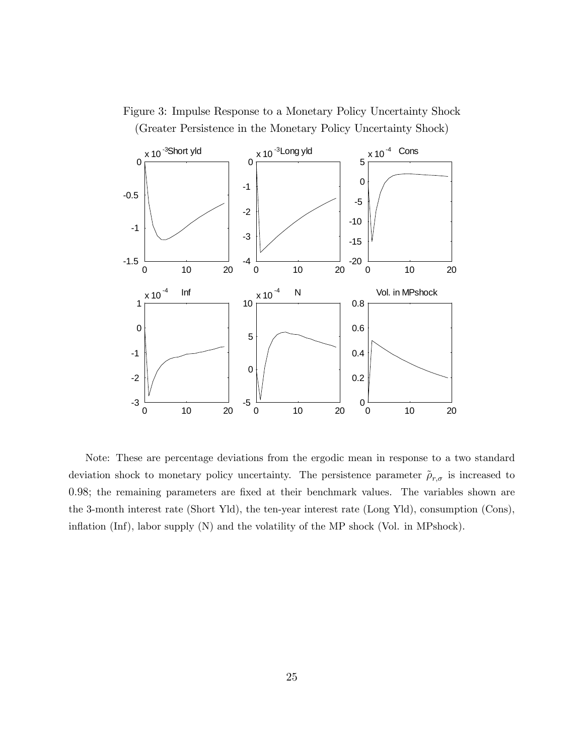Figure 3: Impulse Response to a Monetary Policy Uncertainty Shock
(Greater Persistence in the Monetary Policy Uncertainty Shock)

Note: These are percentage deviations from the ergodic mean in response to a two standard deviation shock to monetary policy uncertainty. The persistence parameter $\tilde{\rho}_{r,\sigma}$ is increased to 0.98; the remaining parameters are fixed at their benchmark values. The variables shown are the 3-month interest rate (Short Yld), the ten-year interest rate (Long Yld), consumption (Cons), inflation (Inf), labor supply (N) and the volatility of the MP shock (Vol. in MPshock).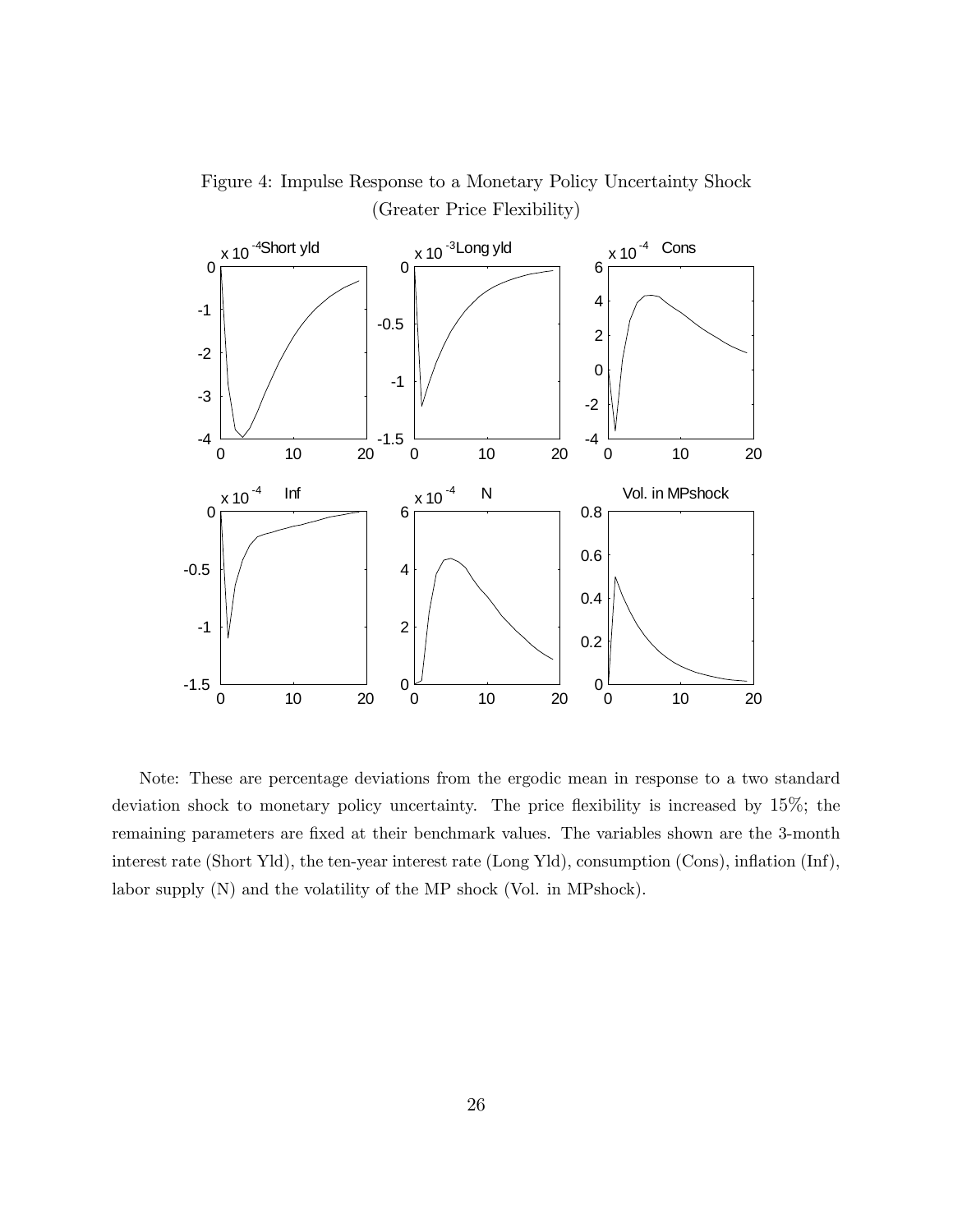Figure 4: Impulse Response to a Monetary Policy Uncertainty Shock
(Greater Price Flexibility)

x 10 -4 Short yld
0
-1
-2
-3
-4
0 10 20

x 10 -3 Long yld
0
-0.5
-1
-1.5
0 10 20

x 10 -4 Cons
6
4
2
0
-2
-4
0 10 20

x 10 -4 Inf
0
-0.5
-1
-1.5
0 10 20

x 10 -4 N
6
4
2
0
0 10 20

Vol. in MPshock
0.8
0.6
0.4
0.2
0
0 10 20

Note: These are percentage deviations from the ergodic mean in response to a two standard deviation shock to monetary policy uncertainty. The price flexibility is increased by 15%; the remaining parameters are fixed at their benchmark values. The variables shown are the 3-month interest rate (Short Yld), the ten-year interest rate (Long Yld), consumption (Cons), inflation (Inf), labor supply (N) and the volatility of the MP shock (Vol. in MPshock).